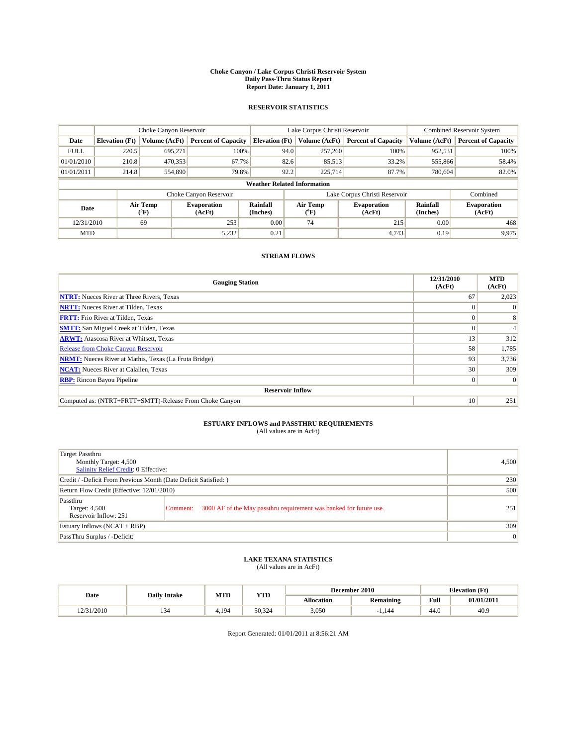# Choke Canyon / Lake Corpus Christi Reservoir System
## Daily Pass-Thru Status Report
## Report Date: January 1, 2011

### RESERVOIR STATISTICS

| | Choke Canyon Reservoir | | | Lake Corpus Christi Reservoir | | | Combined Reservoir System | |
|---|---|---|---|---|---|---|---|---|
| Date | Elevation (Ft) | Volume (AcFt) | Percent of Capacity | Elevation (Ft) | Volume (AcFt) | Percent of Capacity | Volume (AcFt) | Percent of Capacity |
| FULL | 220.5 | 695,271 | 100% | 94.0 | 257,260 | 100% | 952,531 | 100% |
| 01/01/2010 | 210.8 | 470,353 | 67.7% | 82.6 | 85,513 | 33.2% | 555,866 | 58.4% |
| 01/01/2011 | 214.8 | 554,890 | 79.8% | 92.2 | 225,714 | 87.7% | 780,604 | 82.0% |

**Weather Related Information**

| | Choke Canyon Reservoir | | | Lake Corpus Christi Reservoir | | | Combined |
|---|---|---|---|---|---|---|---|
| Date | Air Temp (°F) | Evaporation (AcFt) | Rainfall (Inches) | Air Temp (°F) | Evaporation (AcFt) | Rainfall (Inches) | Evaporation (AcFt) |
| 12/31/2010 | 69 | 253 | 0.00 | 74 | 215 | 0.00 | 468 |
| MTD | | 5,232 | 0.21 | | 4,743 | 0.19 | 9,975 |

### STREAM FLOWS

| Gauging Station | 12/31/2010 (AcFt) | MTD (AcFt) |
|---|---|---|
| NTRT: Nueces River at Three Rivers, Texas | 67 | 2,023 |
| NRTT: Nueces River at Tilden, Texas | 0 | 0 |
| FRTT: Frio River at Tilden, Texas | 0 | 8 |
| SMTT: San Miguel Creek at Tilden, Texas | 0 | 4 |
| ARWT: Atascosa River at Whitsett, Texas | 13 | 312 |
| Release from Choke Canyon Reservoir | 58 | 1,785 |
| NRMT: Nueces River at Mathis, Texas (La Fruta Bridge) | 93 | 3,736 |
| NCAT: Nueces River at Calallen, Texas | 30 | 309 |
| RBP: Rincon Bayou Pipeline | 0 | 0 |
| **Reservoir Inflow** | | |
| Computed as: (NTRT+FRTT+SMTT)-Release From Choke Canyon | 10 | 251 |

### ESTUARY INFLOWS and PASSTHRU REQUIREMENTS
(All values are in AcFt)

| | |
|---|---|
| Target Passthru<br>Monthly Target: 4,500<br>Salinity Relief Credit: 0 Effective: | 4,500 |
| Credit / -Deficit From Previous Month (Date Deficit Satisfied: ) | 230 |
| Return Flow Credit (Effective: 12/01/2010) | 500 |
| Passthru<br>Target: 4,500<br>Reservoir Inflow: 251<br>Comment: 3000 AF of the May passthru requirement was banked for future use. | 251 |
| Estuary Inflows (NCAT + RBP) | 309 |
| PassThru Surplus / -Deficit: | 0 |

### LAKE TEXANA STATISTICS
(All values are in AcFt)

| Date | Daily Intake | MTD | YTD | December 2010 | | Elevation (Ft) | |
|---|---|---|---|---|---|---|---|
| | | | | Allocation | Remaining | Full | 01/01/2011 |
| 12/31/2010 | 134 | 4,194 | 50,324 | 3,050 | -1,144 | 44.0 | 40.9 |

Report Generated: 01/01/2011 at 8:56:21 AM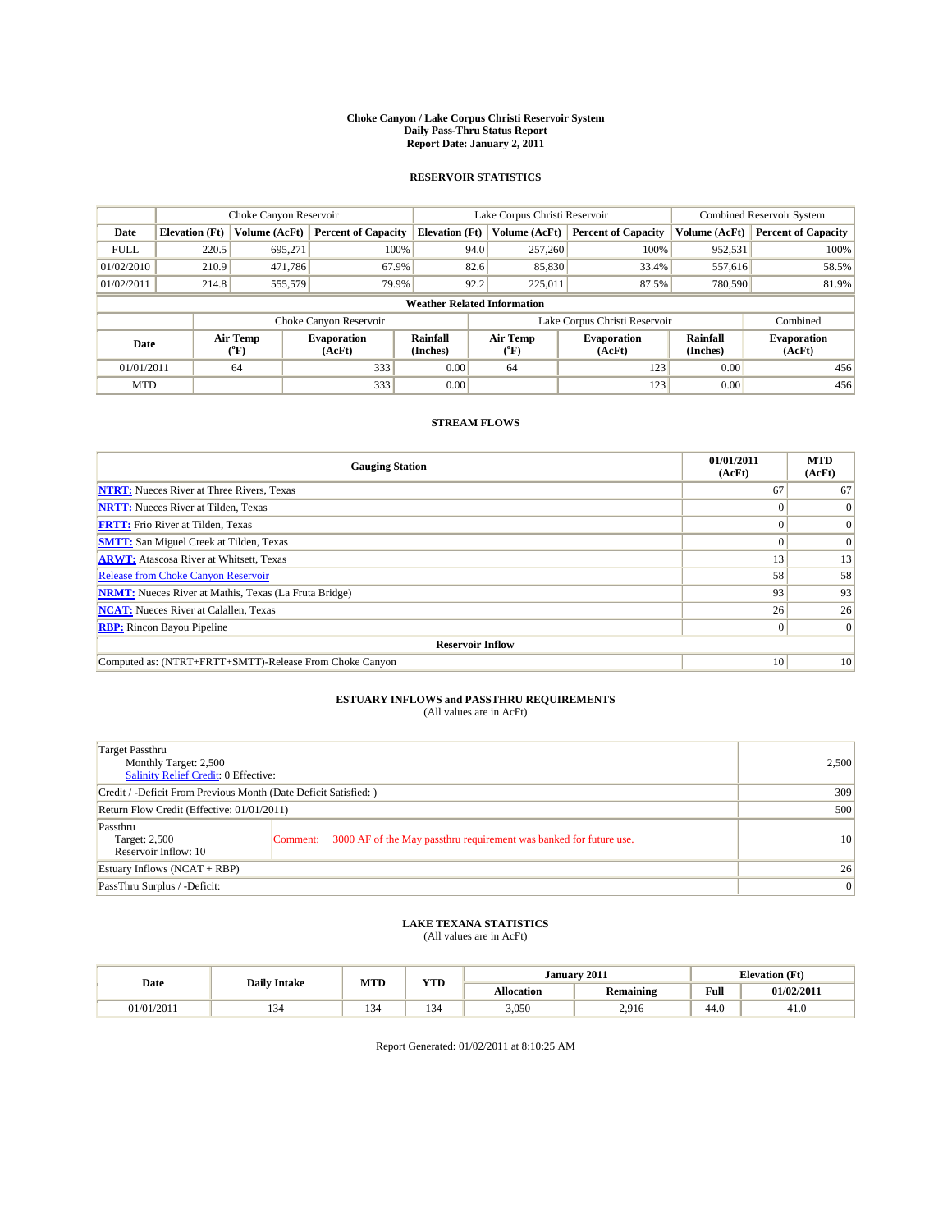# Choke Canyon / Lake Corpus Christi Reservoir System
## Daily Pass-Thru Status Report
### Report Date: January 2, 2011

## RESERVOIR STATISTICS

| | Choke Canyon Reservoir | | | Lake Corpus Christi Reservoir | | | Combined Reservoir System | |
|---|---|---|---|---|---|---|---|---|
| Date | Elevation (Ft) | Volume (AcFt) | Percent of Capacity | Elevation (Ft) | Volume (AcFt) | Percent of Capacity | Volume (AcFt) | Percent of Capacity |
| FULL | 220.5 | 695,271 | 100% | 94.0 | 257,260 | 100% | 952,531 | 100% |
| 01/02/2010 | 210.9 | 471,786 | 67.9% | 82.6 | 85,830 | 33.4% | 557,616 | 58.5% |
| 01/02/2011 | 214.8 | 555,579 | 79.9% | 92.2 | 225,011 | 87.5% | 780,590 | 81.9% |

**Weather Related Information**

| | Choke Canyon Reservoir | | | Lake Corpus Christi Reservoir | | | Combined |
|---|---|---|---|---|---|---|---|
| Date | Air Temp (°F) | Evaporation (AcFt) | Rainfall (Inches) | Air Temp (°F) | Evaporation (AcFt) | Rainfall (Inches) | Evaporation (AcFt) |
| 01/01/2011 | 64 | 333 | 0.00 | 64 | 123 | 0.00 | 456 |
| MTD | | 333 | 0.00 | | 123 | 0.00 | 456 |

## STREAM FLOWS

| Gauging Station | 01/01/2011 (AcFt) | MTD (AcFt) |
|---|---|---|
| NTRT: Nueces River at Three Rivers, Texas | 67 | 67 |
| NRTT: Nueces River at Tilden, Texas | 0 | 0 |
| FRTT: Frio River at Tilden, Texas | 0 | 0 |
| SMTT: San Miguel Creek at Tilden, Texas | 0 | 0 |
| ARWT: Atascosa River at Whitsett, Texas | 13 | 13 |
| Release from Choke Canyon Reservoir | 58 | 58 |
| NRMT: Nueces River at Mathis, Texas (La Fruta Bridge) | 93 | 93 |
| NCAT: Nueces River at Calallen, Texas | 26 | 26 |
| RBP: Rincon Bayou Pipeline | 0 | 0 |
| **Reservoir Inflow** | | |
| Computed as: (NTRT+FRTT+SMTT)-Release From Choke Canyon | 10 | 10 |

## ESTUARY INFLOWS and PASSTHRU REQUIREMENTS
(All values are in AcFt)

| | |
|---|---|
| Target Passthru<br>Monthly Target: 2,500<br>Salinity Relief Credit: 0 Effective: | 2,500 |
| Credit / -Deficit From Previous Month (Date Deficit Satisfied: ) | 309 |
| Return Flow Credit (Effective: 01/01/2011) | 500 |
| Passthru<br>Target: 2,500<br>Reservoir Inflow: 10<br>Comment: 3000 AF of the May passthru requirement was banked for future use. | 10 |
| Estuary Inflows (NCAT + RBP) | 26 |
| PassThru Surplus / -Deficit: | 0 |

## LAKE TEXANA STATISTICS
(All values are in AcFt)

| Date | Daily Intake | MTD | YTD | January 2011 | | Elevation (Ft) | |
|---|---|---|---|---|---|---|---|
| | | | | Allocation | Remaining | Full | 01/02/2011 |
| 01/01/2011 | 134 | 134 | 134 | 3,050 | 2,916 | 44.0 | 41.0 |

Report Generated: 01/02/2011 at 8:10:25 AM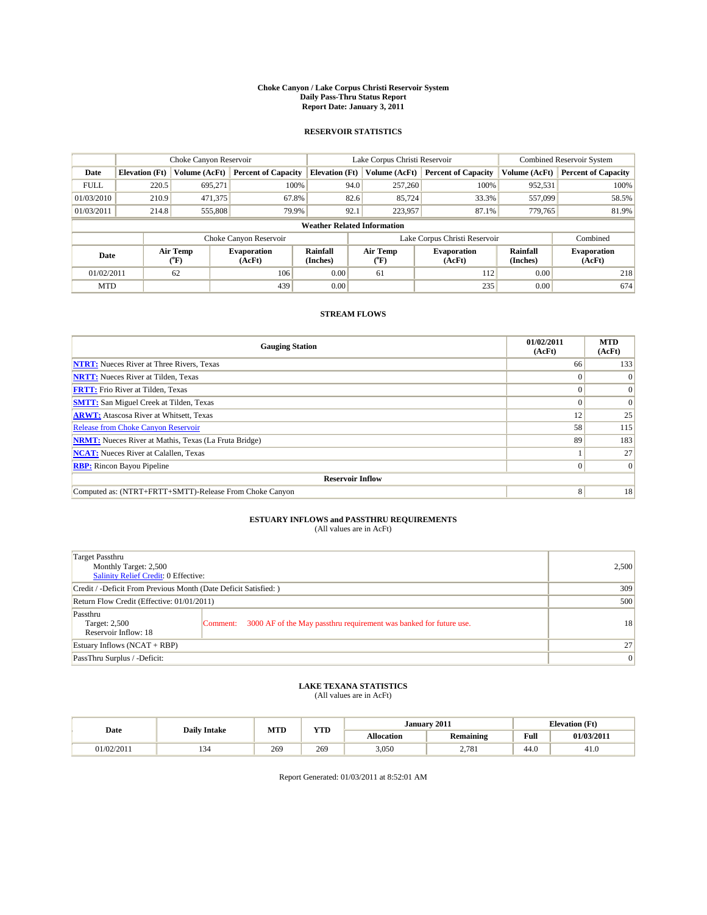# Choke Canyon / Lake Corpus Christi Reservoir System
## Daily Pass-Thru Status Report
## Report Date: January 3, 2011

### RESERVOIR STATISTICS

| | Choke Canyon Reservoir | | | Lake Corpus Christi Reservoir | | | Combined Reservoir System | |
|---|---|---|---|---|---|---|---|---|
| Date | Elevation (Ft) | Volume (AcFt) | Percent of Capacity | Elevation (Ft) | Volume (AcFt) | Percent of Capacity | Volume (AcFt) | Percent of Capacity |
| FULL | 220.5 | 695,271 | 100% | 94.0 | 257,260 | 100% | 952,531 | 100% |
| 01/03/2010 | 210.9 | 471,375 | 67.8% | 82.6 | 85,724 | 33.3% | 557,099 | 58.5% |
| 01/03/2011 | 214.8 | 555,808 | 79.9% | 92.1 | 223,957 | 87.1% | 779,765 | 81.9% |

**Weather Related Information**

| | Choke Canyon Reservoir | | | Lake Corpus Christi Reservoir | | | Combined |
|---|---|---|---|---|---|---|---|
| Date | Air Temp (°F) | Evaporation (AcFt) | Rainfall (Inches) | Air Temp (°F) | Evaporation (AcFt) | Rainfall (Inches) | Evaporation (AcFt) |
| 01/02/2011 | 62 | 106 | 0.00 | 61 | 112 | 0.00 | 218 |
| MTD | | 439 | 0.00 | | 235 | 0.00 | 674 |

### STREAM FLOWS

| Gauging Station | 01/02/2011 (AcFt) | MTD (AcFt) |
|---|---|---|
| NTRT: Nueces River at Three Rivers, Texas | 66 | 133 |
| NRTT: Nueces River at Tilden, Texas | 0 | 0 |
| FRTT: Frio River at Tilden, Texas | 0 | 0 |
| SMTT: San Miguel Creek at Tilden, Texas | 0 | 0 |
| ARWT: Atascosa River at Whitsett, Texas | 12 | 25 |
| Release from Choke Canyon Reservoir | 58 | 115 |
| NRMT: Nueces River at Mathis, Texas (La Fruta Bridge) | 89 | 183 |
| NCAT: Nueces River at Calallen, Texas | 1 | 27 |
| RBP: Rincon Bayou Pipeline | 0 | 0 |
| **Reservoir Inflow** | | |
| Computed as: (NTRT+FRTT+SMTT)-Release From Choke Canyon | 8 | 18 |

### ESTUARY INFLOWS and PASSTHRU REQUIREMENTS
(All values are in AcFt)

| | |
|---|---|
| Target Passthru<br>Monthly Target: 2,500<br>Salinity Relief Credit: 0 Effective: | 2,500 |
| Credit / -Deficit From Previous Month (Date Deficit Satisfied: ) | 309 |
| Return Flow Credit (Effective: 01/01/2011) | 500 |
| Passthru<br>Target: 2,500<br>Reservoir Inflow: 18 — Comment: 3000 AF of the May passthru requirement was banked for future use. | 18 |
| Estuary Inflows (NCAT + RBP) | 27 |
| PassThru Surplus / -Deficit: | 0 |

### LAKE TEXANA STATISTICS
(All values are in AcFt)

| Date | Daily Intake | MTD | YTD | January 2011 | | Elevation (Ft) | |
|---|---|---|---|---|---|---|---|
| | | | | Allocation | Remaining | Full | 01/03/2011 |
| 01/02/2011 | 134 | 269 | 269 | 3,050 | 2,781 | 44.0 | 41.0 |

Report Generated: 01/03/2011 at 8:52:01 AM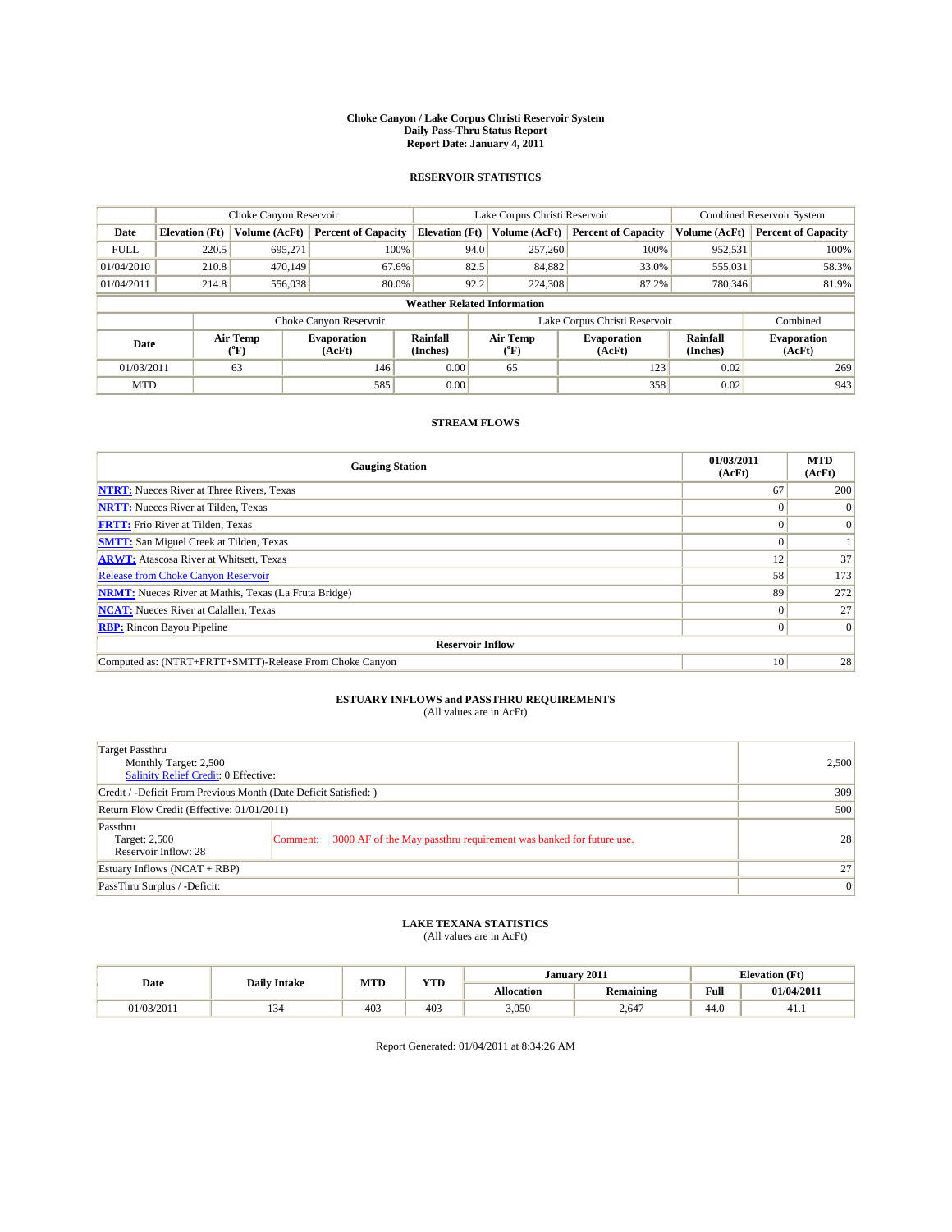# Choke Canyon / Lake Corpus Christi Reservoir System
## Daily Pass-Thru Status Report
## Report Date: January 4, 2011

### RESERVOIR STATISTICS

| | Choke Canyon Reservoir | | | Lake Corpus Christi Reservoir | | | Combined Reservoir System | |
|---|---|---|---|---|---|---|---|---|
| Date | Elevation (Ft) | Volume (AcFt) | Percent of Capacity | Elevation (Ft) | Volume (AcFt) | Percent of Capacity | Volume (AcFt) | Percent of Capacity |
| FULL | 220.5 | 695,271 | 100% | 94.0 | 257,260 | 100% | 952,531 | 100% |
| 01/04/2010 | 210.8 | 470,149 | 67.6% | 82.5 | 84,882 | 33.0% | 555,031 | 58.3% |
| 01/04/2011 | 214.8 | 556,038 | 80.0% | 92.2 | 224,308 | 87.2% | 780,346 | 81.9% |

**Weather Related Information**

| | Choke Canyon Reservoir | | | Lake Corpus Christi Reservoir | | | Combined |
|---|---|---|---|---|---|---|---|
| Date | Air Temp (°F) | Evaporation (AcFt) | Rainfall (Inches) | Air Temp (°F) | Evaporation (AcFt) | Rainfall (Inches) | Evaporation (AcFt) |
| 01/03/2011 | 63 | 146 | 0.00 | 65 | 123 | 0.02 | 269 |
| MTD | | 585 | 0.00 | | 358 | 0.02 | 943 |

### STREAM FLOWS

| Gauging Station | 01/03/2011 (AcFt) | MTD (AcFt) |
|---|---|---|
| NTRT: Nueces River at Three Rivers, Texas | 67 | 200 |
| NRTT: Nueces River at Tilden, Texas | 0 | 0 |
| FRTT: Frio River at Tilden, Texas | 0 | 0 |
| SMTT: San Miguel Creek at Tilden, Texas | 0 | 1 |
| ARWT: Atascosa River at Whitsett, Texas | 12 | 37 |
| Release from Choke Canyon Reservoir | 58 | 173 |
| NRMT: Nueces River at Mathis, Texas (La Fruta Bridge) | 89 | 272 |
| NCAT: Nueces River at Calallen, Texas | 0 | 27 |
| RBP: Rincon Bayou Pipeline | 0 | 0 |
| **Reservoir Inflow** | | |
| Computed as: (NTRT+FRTT+SMTT)-Release From Choke Canyon | 10 | 28 |

### ESTUARY INFLOWS and PASSTHRU REQUIREMENTS
(All values are in AcFt)

| | | |
|---|---|---|
| Target Passthru<br>Monthly Target: 2,500<br>Salinity Relief Credit: 0 Effective: | | 2,500 |
| Credit / -Deficit From Previous Month (Date Deficit Satisfied: ) | | 309 |
| Return Flow Credit (Effective: 01/01/2011) | | 500 |
| Passthru<br>Target: 2,500<br>Reservoir Inflow: 28 | Comment: 3000 AF of the May passthru requirement was banked for future use. | 28 |
| Estuary Inflows (NCAT + RBP) | | 27 |
| PassThru Surplus / -Deficit: | | 0 |

### LAKE TEXANA STATISTICS
(All values are in AcFt)

| Date | Daily Intake | MTD | YTD | January 2011 | | Elevation (Ft) | |
|---|---|---|---|---|---|---|---|
| | | | | Allocation | Remaining | Full | 01/04/2011 |
| 01/03/2011 | 134 | 403 | 403 | 3,050 | 2,647 | 44.0 | 41.1 |

Report Generated: 01/04/2011 at 8:34:26 AM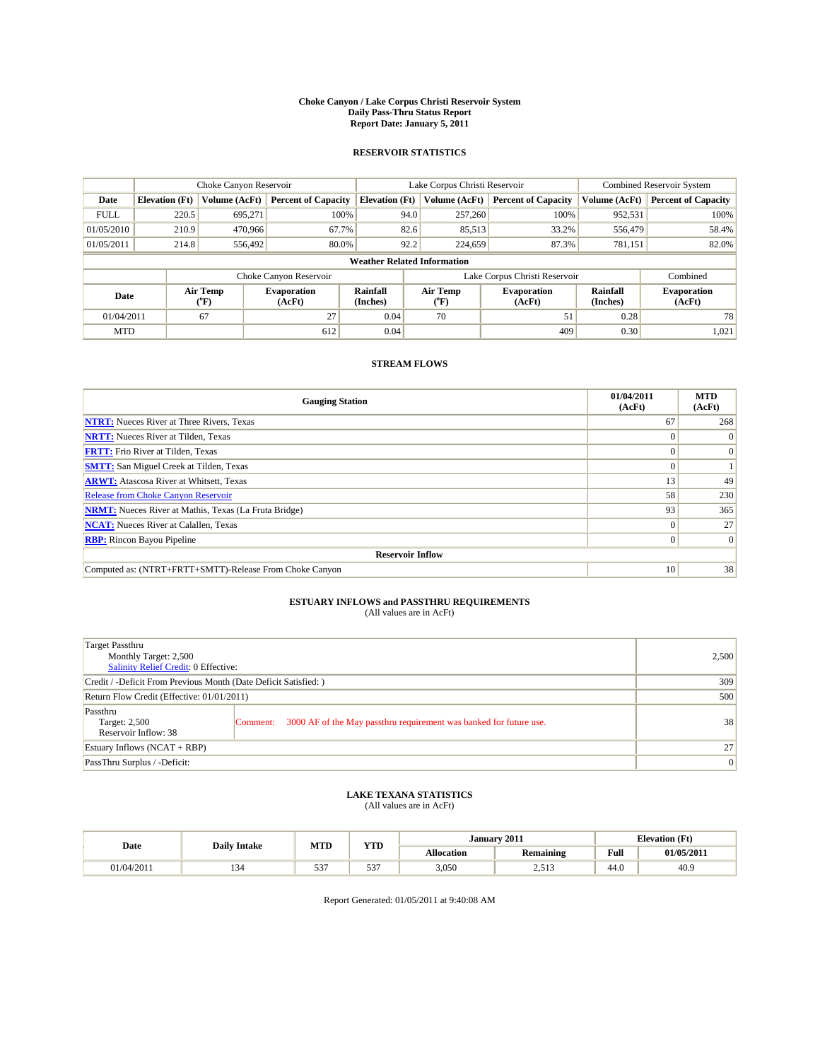# Choke Canyon / Lake Corpus Christi Reservoir System
## Daily Pass-Thru Status Report
## Report Date: January 5, 2011

### RESERVOIR STATISTICS

| | Choke Canyon Reservoir | | | Lake Corpus Christi Reservoir | | | Combined Reservoir System | |
|---|---|---|---|---|---|---|---|---|
| Date | Elevation (Ft) | Volume (AcFt) | Percent of Capacity | Elevation (Ft) | Volume (AcFt) | Percent of Capacity | Volume (AcFt) | Percent of Capacity |
| FULL | 220.5 | 695,271 | 100% | 94.0 | 257,260 | 100% | 952,531 | 100% |
| 01/05/2010 | 210.9 | 470,966 | 67.7% | 82.6 | 85,513 | 33.2% | 556,479 | 58.4% |
| 01/05/2011 | 214.8 | 556,492 | 80.0% | 92.2 | 224,659 | 87.3% | 781,151 | 82.0% |

**Weather Related Information**

| | Choke Canyon Reservoir | | | Lake Corpus Christi Reservoir | | | Combined |
|---|---|---|---|---|---|---|---|
| Date | Air Temp (°F) | Evaporation (AcFt) | Rainfall (Inches) | Air Temp (°F) | Evaporation (AcFt) | Rainfall (Inches) | Evaporation (AcFt) |
| 01/04/2011 | 67 | 27 | 0.04 | 70 | 51 | 0.28 | 78 |
| MTD | | 612 | 0.04 | | 409 | 0.30 | 1,021 |

### STREAM FLOWS

| Gauging Station | 01/04/2011 (AcFt) | MTD (AcFt) |
|---|---|---|
| NTRT: Nueces River at Three Rivers, Texas | 67 | 268 |
| NRTT: Nueces River at Tilden, Texas | 0 | 0 |
| FRTT: Frio River at Tilden, Texas | 0 | 0 |
| SMTT: San Miguel Creek at Tilden, Texas | 0 | 1 |
| ARWT: Atascosa River at Whitsett, Texas | 13 | 49 |
| Release from Choke Canyon Reservoir | 58 | 230 |
| NRMT: Nueces River at Mathis, Texas (La Fruta Bridge) | 93 | 365 |
| NCAT: Nueces River at Calallen, Texas | 0 | 27 |
| RBP: Rincon Bayou Pipeline | 0 | 0 |
| **Reservoir Inflow** | | |
| Computed as: (NTRT+FRTT+SMTT)-Release From Choke Canyon | 10 | 38 |

### ESTUARY INFLOWS and PASSTHRU REQUIREMENTS
(All values are in AcFt)

| | |
|---|---|
| Target Passthru<br>Monthly Target: 2,500<br>Salinity Relief Credit: 0 Effective: | 2,500 |
| Credit / -Deficit From Previous Month (Date Deficit Satisfied: ) | 309 |
| Return Flow Credit (Effective: 01/01/2011) | 500 |
| Passthru<br>Target: 2,500<br>Reservoir Inflow: 38<br>Comment: 3000 AF of the May passthru requirement was banked for future use. | 38 |
| Estuary Inflows (NCAT + RBP) | 27 |
| PassThru Surplus / -Deficit: | 0 |

### LAKE TEXANA STATISTICS
(All values are in AcFt)

| Date | Daily Intake | MTD | YTD | January 2011 | | Elevation (Ft) | |
|---|---|---|---|---|---|---|---|
| | | | | Allocation | Remaining | Full | 01/05/2011 |
| 01/04/2011 | 134 | 537 | 537 | 3,050 | 2,513 | 44.0 | 40.9 |

Report Generated: 01/05/2011 at 9:40:08 AM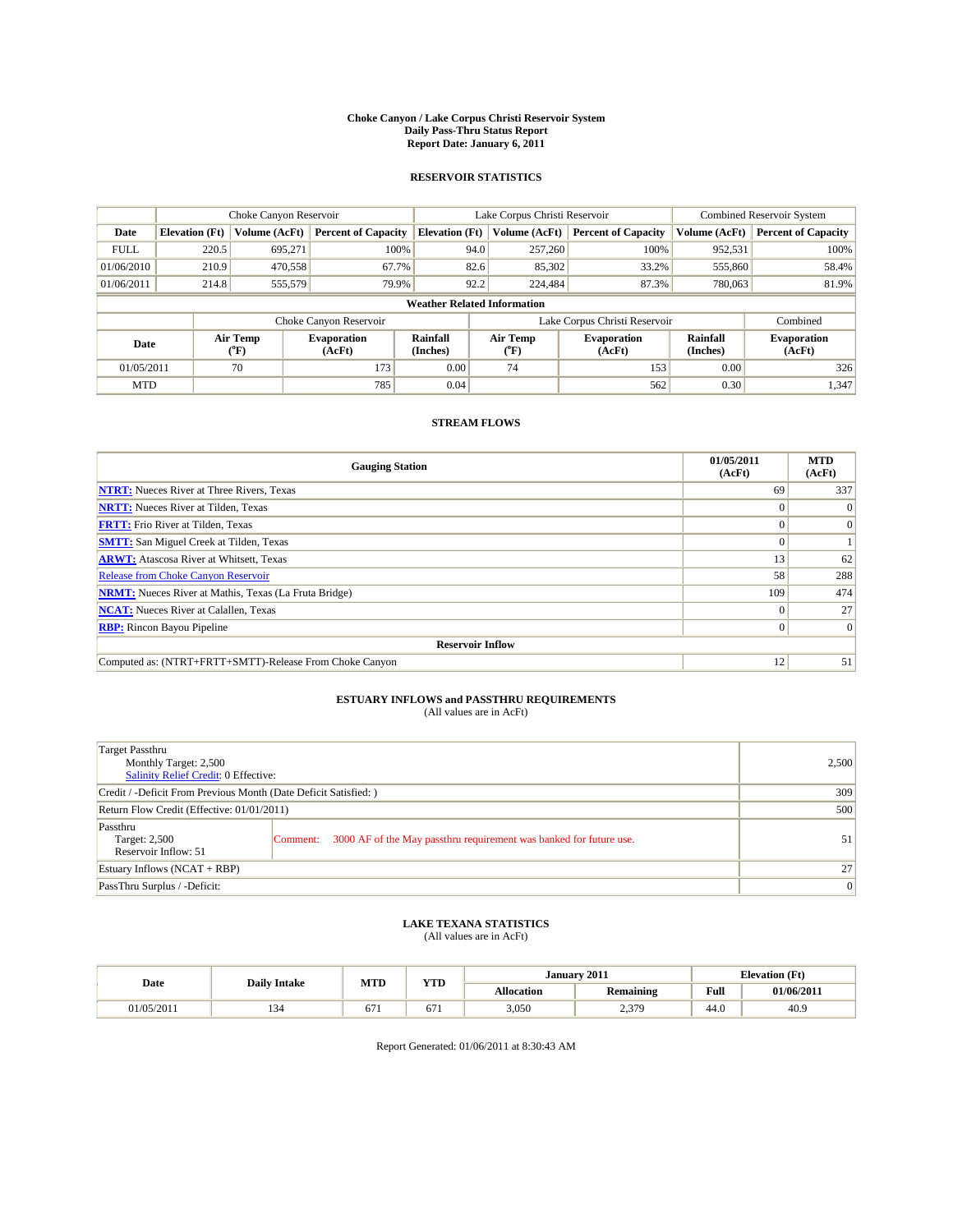# Choke Canyon / Lake Corpus Christi Reservoir System
## Daily Pass-Thru Status Report
### Report Date: January 6, 2011

## RESERVOIR STATISTICS

| | Choke Canyon Reservoir | | | Lake Corpus Christi Reservoir | | | Combined Reservoir System | |
|---|---|---|---|---|---|---|---|---|
| Date | Elevation (Ft) | Volume (AcFt) | Percent of Capacity | Elevation (Ft) | Volume (AcFt) | Percent of Capacity | Volume (AcFt) | Percent of Capacity |
| FULL | 220.5 | 695,271 | 100% | 94.0 | 257,260 | 100% | 952,531 | 100% |
| 01/06/2010 | 210.9 | 470,558 | 67.7% | 82.6 | 85,302 | 33.2% | 555,860 | 58.4% |
| 01/06/2011 | 214.8 | 555,579 | 79.9% | 92.2 | 224,484 | 87.3% | 780,063 | 81.9% |

**Weather Related Information**

| | Choke Canyon Reservoir | | | Lake Corpus Christi Reservoir | | | Combined |
|---|---|---|---|---|---|---|---|
| Date | Air Temp (°F) | Evaporation (AcFt) | Rainfall (Inches) | Air Temp (°F) | Evaporation (AcFt) | Rainfall (Inches) | Evaporation (AcFt) |
| 01/05/2011 | 70 | 173 | 0.00 | 74 | 153 | 0.00 | 326 |
| MTD | | 785 | 0.04 | | 562 | 0.30 | 1,347 |

## STREAM FLOWS

| Gauging Station | 01/05/2011 (AcFt) | MTD (AcFt) |
|---|---|---|
| **NTRT:** Nueces River at Three Rivers, Texas | 69 | 337 |
| **NRTT:** Nueces River at Tilden, Texas | 0 | 0 |
| **FRTT:** Frio River at Tilden, Texas | 0 | 0 |
| **SMTT:** San Miguel Creek at Tilden, Texas | 0 | 1 |
| **ARWT:** Atascosa River at Whitsett, Texas | 13 | 62 |
| Release from Choke Canyon Reservoir | 58 | 288 |
| **NRMT:** Nueces River at Mathis, Texas (La Fruta Bridge) | 109 | 474 |
| **NCAT:** Nueces River at Calallen, Texas | 0 | 27 |
| **RBP:** Rincon Bayou Pipeline | 0 | 0 |
| **Reservoir Inflow** | | |
| Computed as: (NTRT+FRTT+SMTT)-Release From Choke Canyon | 12 | 51 |

## ESTUARY INFLOWS and PASSTHRU REQUIREMENTS
(All values are in AcFt)

| | |
|---|---|
| Target Passthru<br>Monthly Target: 2,500<br>Salinity Relief Credit: 0 Effective: | 2,500 |
| Credit / -Deficit From Previous Month (Date Deficit Satisfied: ) | 309 |
| Return Flow Credit (Effective: 01/01/2011) | 500 |
| Passthru<br>Target: 2,500<br>Reservoir Inflow: 51 — Comment: 3000 AF of the May passthru requirement was banked for future use. | 51 |
| Estuary Inflows (NCAT + RBP) | 27 |
| PassThru Surplus / -Deficit: | 0 |

## LAKE TEXANA STATISTICS
(All values are in AcFt)

| Date | Daily Intake | MTD | YTD | January 2011 | | Elevation (Ft) | |
|---|---|---|---|---|---|---|---|
| | | | | Allocation | Remaining | Full | 01/06/2011 |
| 01/05/2011 | 134 | 671 | 671 | 3,050 | 2,379 | 44.0 | 40.9 |

Report Generated: 01/06/2011 at 8:30:43 AM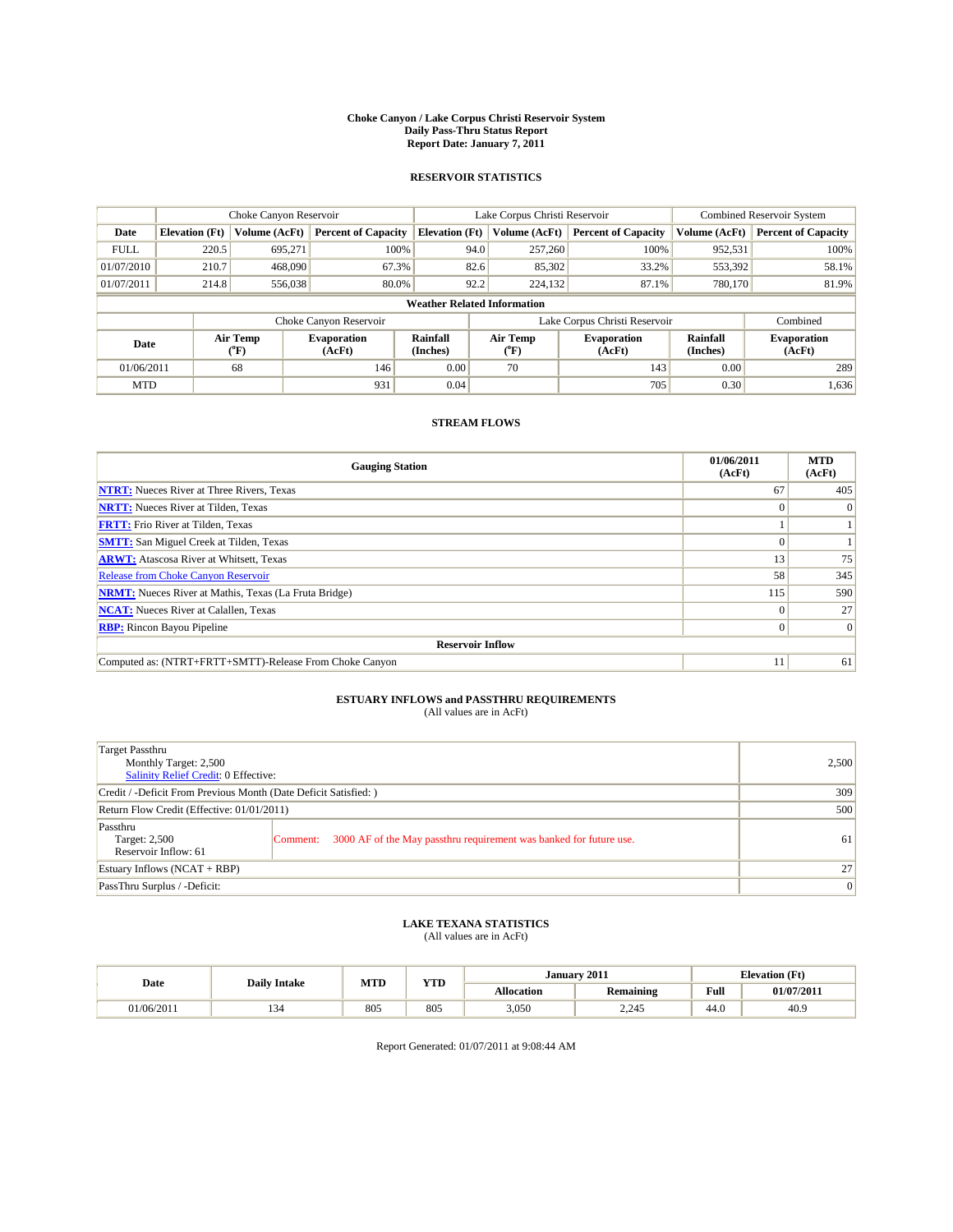# Choke Canyon / Lake Corpus Christi Reservoir System
## Daily Pass-Thru Status Report
### Report Date: January 7, 2011

## RESERVOIR STATISTICS

| | Choke Canyon Reservoir | | | Lake Corpus Christi Reservoir | | | Combined Reservoir System | |
|---|---|---|---|---|---|---|---|---|
| Date | Elevation (Ft) | Volume (AcFt) | Percent of Capacity | Elevation (Ft) | Volume (AcFt) | Percent of Capacity | Volume (AcFt) | Percent of Capacity |
| FULL | 220.5 | 695,271 | 100% | 94.0 | 257,260 | 100% | 952,531 | 100% |
| 01/07/2010 | 210.7 | 468,090 | 67.3% | 82.6 | 85,302 | 33.2% | 553,392 | 58.1% |
| 01/07/2011 | 214.8 | 556,038 | 80.0% | 92.2 | 224,132 | 87.1% | 780,170 | 81.9% |

### Weather Related Information

| | Choke Canyon Reservoir | | | Lake Corpus Christi Reservoir | | | Combined |
|---|---|---|---|---|---|---|---|
| Date | Air Temp (°F) | Evaporation (AcFt) | Rainfall (Inches) | Air Temp (°F) | Evaporation (AcFt) | Rainfall (Inches) | Evaporation (AcFt) |
| 01/06/2011 | 68 | 146 | 0.00 | 70 | 143 | 0.00 | 289 |
| MTD | | 931 | 0.04 | | 705 | 0.30 | 1,636 |

## STREAM FLOWS

| Gauging Station | 01/06/2011 (AcFt) | MTD (AcFt) |
|---|---|---|
| NTRT: Nueces River at Three Rivers, Texas | 67 | 405 |
| NRTT: Nueces River at Tilden, Texas | 0 | 0 |
| FRTT: Frio River at Tilden, Texas | 1 | 1 |
| SMTT: San Miguel Creek at Tilden, Texas | 0 | 1 |
| ARWT: Atascosa River at Whitsett, Texas | 13 | 75 |
| Release from Choke Canyon Reservoir | 58 | 345 |
| NRMT: Nueces River at Mathis, Texas (La Fruta Bridge) | 115 | 590 |
| NCAT: Nueces River at Calallen, Texas | 0 | 27 |
| RBP: Rincon Bayou Pipeline | 0 | 0 |
| **Reservoir Inflow** | | |
| Computed as: (NTRT+FRTT+SMTT)-Release From Choke Canyon | 11 | 61 |

## ESTUARY INFLOWS and PASSTHRU REQUIREMENTS
(All values are in AcFt)

| | | |
|---|---|---|
| Target Passthru<br>Monthly Target: 2,500<br>Salinity Relief Credit: 0 Effective: | | 2,500 |
| Credit / -Deficit From Previous Month (Date Deficit Satisfied: ) | | 309 |
| Return Flow Credit (Effective: 01/01/2011) | | 500 |
| Passthru<br>Target: 2,500<br>Reservoir Inflow: 61 | Comment: 3000 AF of the May passthru requirement was banked for future use. | 61 |
| Estuary Inflows (NCAT + RBP) | | 27 |
| PassThru Surplus / -Deficit: | | 0 |

## LAKE TEXANA STATISTICS
(All values are in AcFt)

| Date | Daily Intake | MTD | YTD | January 2011 | | Elevation (Ft) | |
|---|---|---|---|---|---|---|---|
| | | | | Allocation | Remaining | Full | 01/07/2011 |
| 01/06/2011 | 134 | 805 | 805 | 3,050 | 2,245 | 44.0 | 40.9 |

Report Generated: 01/07/2011 at 9:08:44 AM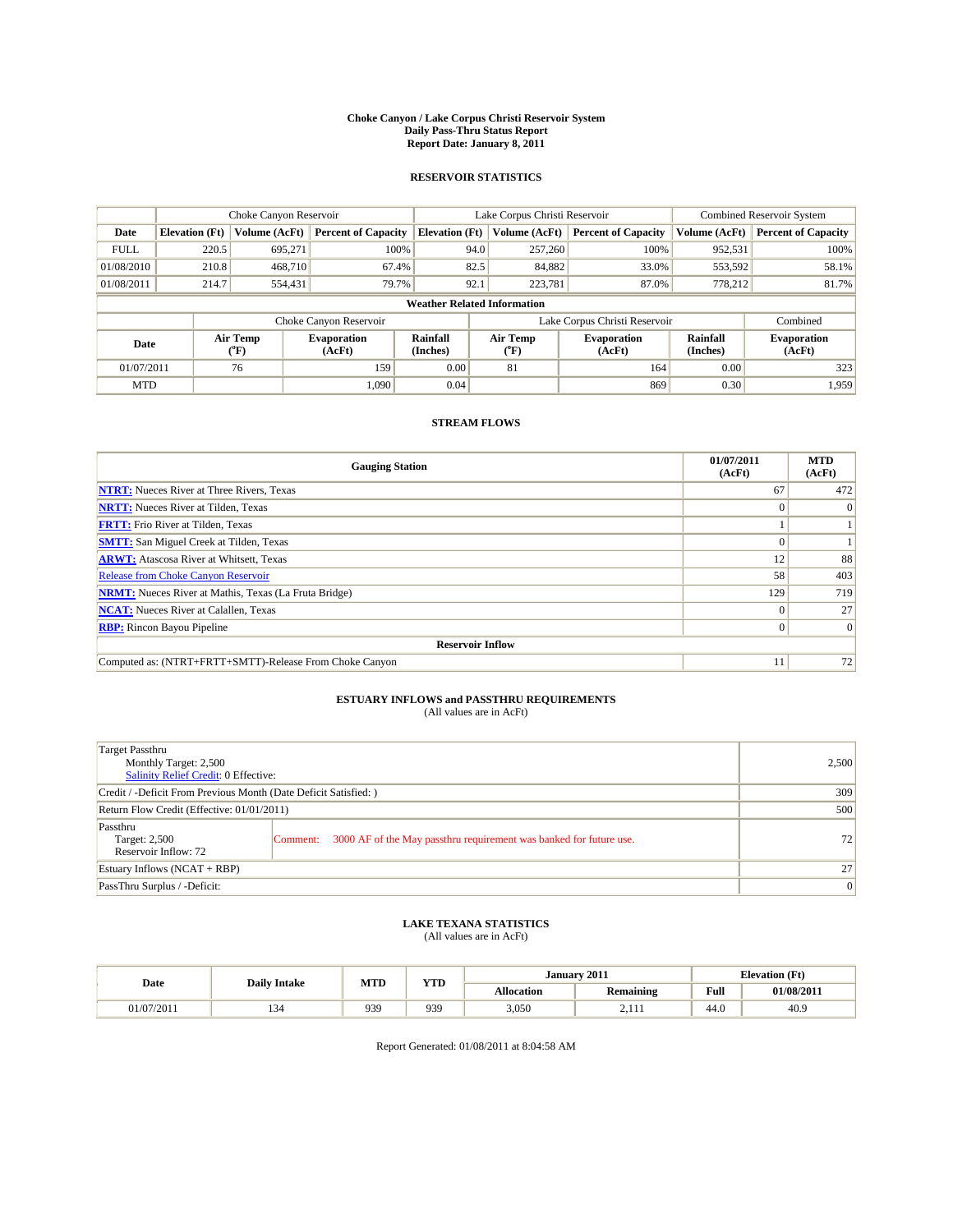# Choke Canyon / Lake Corpus Christi Reservoir System
## Daily Pass-Thru Status Report
## Report Date: January 8, 2011

### RESERVOIR STATISTICS

| | Choke Canyon Reservoir | | | Lake Corpus Christi Reservoir | | | Combined Reservoir System | |
|---|---|---|---|---|---|---|---|---|
| Date | Elevation (Ft) | Volume (AcFt) | Percent of Capacity | Elevation (Ft) | Volume (AcFt) | Percent of Capacity | Volume (AcFt) | Percent of Capacity |
| FULL | 220.5 | 695,271 | 100% | 94.0 | 257,260 | 100% | 952,531 | 100% |
| 01/08/2010 | 210.8 | 468,710 | 67.4% | 82.5 | 84,882 | 33.0% | 553,592 | 58.1% |
| 01/08/2011 | 214.7 | 554,431 | 79.7% | 92.1 | 223,781 | 87.0% | 778,212 | 81.7% |

**Weather Related Information**

| | Choke Canyon Reservoir | | | Lake Corpus Christi Reservoir | | | Combined |
|---|---|---|---|---|---|---|---|
| Date | Air Temp (°F) | Evaporation (AcFt) | Rainfall (Inches) | Air Temp (°F) | Evaporation (AcFt) | Rainfall (Inches) | Evaporation (AcFt) |
| 01/07/2011 | 76 | 159 | 0.00 | 81 | 164 | 0.00 | 323 |
| MTD | | 1,090 | 0.04 | | 869 | 0.30 | 1,959 |

### STREAM FLOWS

| Gauging Station | 01/07/2011 (AcFt) | MTD (AcFt) |
|---|---|---|
| NTRT: Nueces River at Three Rivers, Texas | 67 | 472 |
| NRTT: Nueces River at Tilden, Texas | 0 | 0 |
| FRTT: Frio River at Tilden, Texas | 1 | 1 |
| SMTT: San Miguel Creek at Tilden, Texas | 0 | 1 |
| ARWT: Atascosa River at Whitsett, Texas | 12 | 88 |
| Release from Choke Canyon Reservoir | 58 | 403 |
| NRMT: Nueces River at Mathis, Texas (La Fruta Bridge) | 129 | 719 |
| NCAT: Nueces River at Calallen, Texas | 0 | 27 |
| RBP: Rincon Bayou Pipeline | 0 | 0 |
| **Reservoir Inflow** | | |
| Computed as: (NTRT+FRTT+SMTT)-Release From Choke Canyon | 11 | 72 |

### ESTUARY INFLOWS and PASSTHRU REQUIREMENTS
(All values are in AcFt)

| | |
|---|---|
| Target Passthru<br>Monthly Target: 2,500<br>Salinity Relief Credit: 0 Effective: | 2,500 |
| Credit / -Deficit From Previous Month (Date Deficit Satisfied: ) | 309 |
| Return Flow Credit (Effective: 01/01/2011) | 500 |
| Passthru<br>Target: 2,500<br>Reservoir Inflow: 72<br>Comment: 3000 AF of the May passthru requirement was banked for future use. | 72 |
| Estuary Inflows (NCAT + RBP) | 27 |
| PassThru Surplus / -Deficit: | 0 |

### LAKE TEXANA STATISTICS
(All values are in AcFt)

| Date | Daily Intake | MTD | YTD | January 2011 | | Elevation (Ft) | |
|---|---|---|---|---|---|---|---|
| | | | | Allocation | Remaining | Full | 01/08/2011 |
| 01/07/2011 | 134 | 939 | 939 | 3,050 | 2,111 | 44.0 | 40.9 |

Report Generated: 01/08/2011 at 8:04:58 AM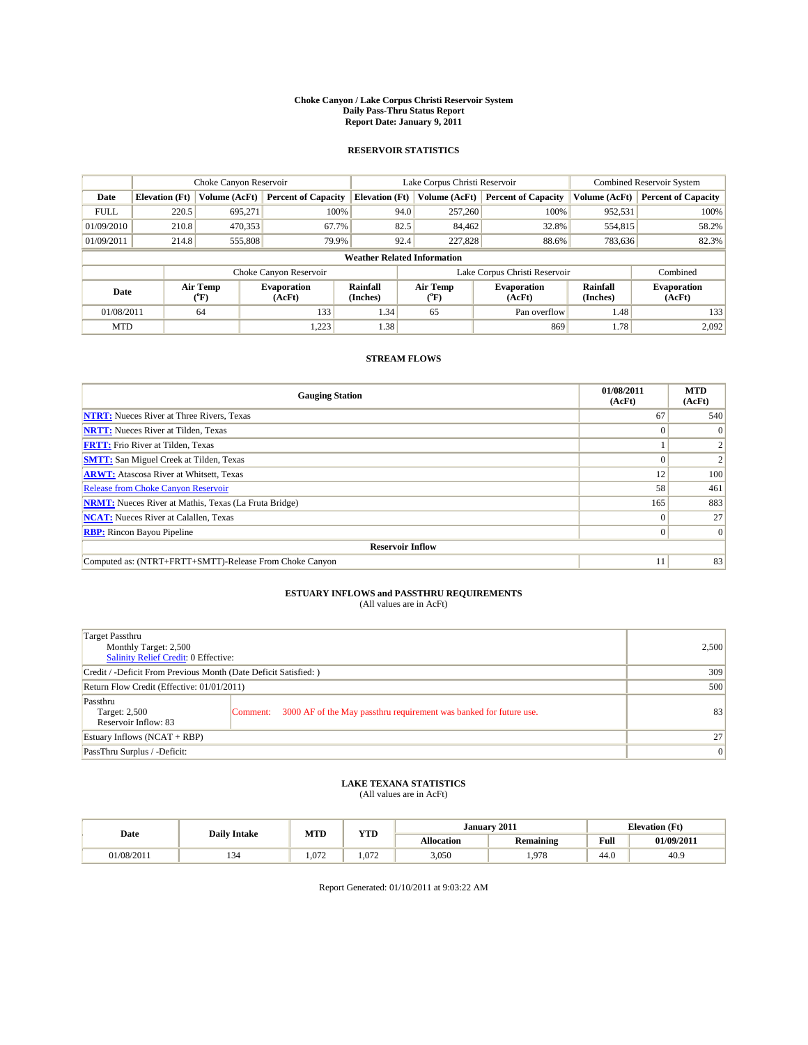# Choke Canyon / Lake Corpus Christi Reservoir System
## Daily Pass-Thru Status Report
### Report Date: January 9, 2011

## RESERVOIR STATISTICS

| | Choke Canyon Reservoir | | | Lake Corpus Christi Reservoir | | | Combined Reservoir System | |
|---|---|---|---|---|---|---|---|---|
| Date | Elevation (Ft) | Volume (AcFt) | Percent of Capacity | Elevation (Ft) | Volume (AcFt) | Percent of Capacity | Volume (AcFt) | Percent of Capacity |
| FULL | 220.5 | 695,271 | 100% | 94.0 | 257,260 | 100% | 952,531 | 100% |
| 01/09/2010 | 210.8 | 470,353 | 67.7% | 82.5 | 84,462 | 32.8% | 554,815 | 58.2% |
| 01/09/2011 | 214.8 | 555,808 | 79.9% | 92.4 | 227,828 | 88.6% | 783,636 | 82.3% |

### Weather Related Information

| | Choke Canyon Reservoir | | | Lake Corpus Christi Reservoir | | | Combined |
|---|---|---|---|---|---|---|---|
| Date | Air Temp (°F) | Evaporation (AcFt) | Rainfall (Inches) | Air Temp (°F) | Evaporation (AcFt) | Rainfall (Inches) | Evaporation (AcFt) |
| 01/08/2011 | 64 | 133 | 1.34 | 65 | Pan overflow | 1.48 | 133 |
| MTD | | 1,223 | 1.38 | | 869 | 1.78 | 2,092 |

## STREAM FLOWS

| Gauging Station | 01/08/2011 (AcFt) | MTD (AcFt) |
|---|---|---|
| NTRT: Nueces River at Three Rivers, Texas | 67 | 540 |
| NRTT: Nueces River at Tilden, Texas | 0 | 0 |
| FRTT: Frio River at Tilden, Texas | 1 | 2 |
| SMTT: San Miguel Creek at Tilden, Texas | 0 | 2 |
| ARWT: Atascosa River at Whitsett, Texas | 12 | 100 |
| Release from Choke Canyon Reservoir | 58 | 461 |
| NRMT: Nueces River at Mathis, Texas (La Fruta Bridge) | 165 | 883 |
| NCAT: Nueces River at Calallen, Texas | 0 | 27 |
| RBP: Rincon Bayou Pipeline | 0 | 0 |
| **Reservoir Inflow** | | |
| Computed as: (NTRT+FRTT+SMTT)-Release From Choke Canyon | 11 | 83 |

## ESTUARY INFLOWS and PASSTHRU REQUIREMENTS
(All values are in AcFt)

| | |
|---|---|
| Target Passthru<br>Monthly Target: 2,500<br>Salinity Relief Credit: 0 Effective: | 2,500 |
| Credit / -Deficit From Previous Month (Date Deficit Satisfied: ) | 309 |
| Return Flow Credit (Effective: 01/01/2011) | 500 |
| Passthru<br>Target: 2,500<br>Reservoir Inflow: 83<br>Comment: 3000 AF of the May passthru requirement was banked for future use. | 83 |
| Estuary Inflows (NCAT + RBP) | 27 |
| PassThru Surplus / -Deficit: | 0 |

## LAKE TEXANA STATISTICS
(All values are in AcFt)

| Date | Daily Intake | MTD | YTD | January 2011 | | Elevation (Ft) | |
|---|---|---|---|---|---|---|---|
| | | | | Allocation | Remaining | Full | 01/09/2011 |
| 01/08/2011 | 134 | 1,072 | 1,072 | 3,050 | 1,978 | 44.0 | 40.9 |

Report Generated: 01/10/2011 at 9:03:22 AM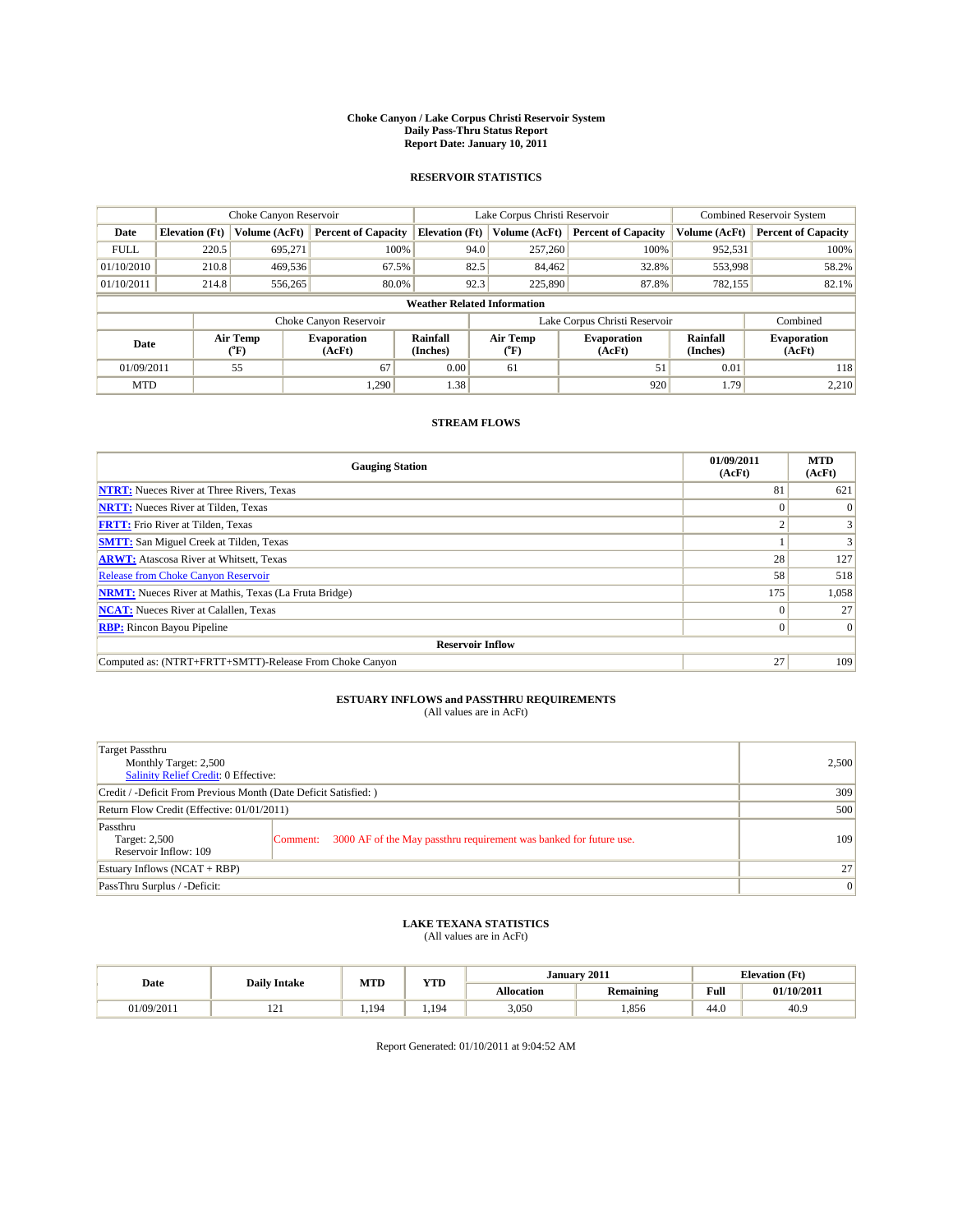# Choke Canyon / Lake Corpus Christi Reservoir System
## Daily Pass-Thru Status Report
### Report Date: January 10, 2011

## RESERVOIR STATISTICS

| | Choke Canyon Reservoir | | | Lake Corpus Christi Reservoir | | | Combined Reservoir System | |
|---|---|---|---|---|---|---|---|---|
| Date | Elevation (Ft) | Volume (AcFt) | Percent of Capacity | Elevation (Ft) | Volume (AcFt) | Percent of Capacity | Volume (AcFt) | Percent of Capacity |
| FULL | 220.5 | 695,271 | 100% | 94.0 | 257,260 | 100% | 952,531 | 100% |
| 01/10/2010 | 210.8 | 469,536 | 67.5% | 82.5 | 84,462 | 32.8% | 553,998 | 58.2% |
| 01/10/2011 | 214.8 | 556,265 | 80.0% | 92.3 | 225,890 | 87.8% | 782,155 | 82.1% |

**Weather Related Information**

| | Choke Canyon Reservoir | | | Lake Corpus Christi Reservoir | | | Combined |
|---|---|---|---|---|---|---|---|
| Date | Air Temp (°F) | Evaporation (AcFt) | Rainfall (Inches) | Air Temp (°F) | Evaporation (AcFt) | Rainfall (Inches) | Evaporation (AcFt) |
| 01/09/2011 | 55 | 67 | 0.00 | 61 | 51 | 0.01 | 118 |
| MTD | | 1,290 | 1.38 | | 920 | 1.79 | 2,210 |

## STREAM FLOWS

| Gauging Station | 01/09/2011 (AcFt) | MTD (AcFt) |
|---|---|---|
| NTRT: Nueces River at Three Rivers, Texas | 81 | 621 |
| NRTT: Nueces River at Tilden, Texas | 0 | 0 |
| FRTT: Frio River at Tilden, Texas | 2 | 3 |
| SMTT: San Miguel Creek at Tilden, Texas | 1 | 3 |
| ARWT: Atascosa River at Whitsett, Texas | 28 | 127 |
| Release from Choke Canyon Reservoir | 58 | 518 |
| NRMT: Nueces River at Mathis, Texas (La Fruta Bridge) | 175 | 1,058 |
| NCAT: Nueces River at Calallen, Texas | 0 | 27 |
| RBP: Rincon Bayou Pipeline | 0 | 0 |
| **Reservoir Inflow** | | |
| Computed as: (NTRT+FRTT+SMTT)-Release From Choke Canyon | 27 | 109 |

## ESTUARY INFLOWS and PASSTHRU REQUIREMENTS
(All values are in AcFt)

| | |
|---|---|
| Target Passthru<br>Monthly Target: 2,500<br>Salinity Relief Credit: 0 Effective: | 2,500 |
| Credit / -Deficit From Previous Month (Date Deficit Satisfied: ) | 309 |
| Return Flow Credit (Effective: 01/01/2011) | 500 |
| Passthru<br>Target: 2,500<br>Reservoir Inflow: 109<br>Comment: 3000 AF of the May passthru requirement was banked for future use. | 109 |
| Estuary Inflows (NCAT + RBP) | 27 |
| PassThru Surplus / -Deficit: | 0 |

## LAKE TEXANA STATISTICS
(All values are in AcFt)

| Date | Daily Intake | MTD | YTD | January 2011 | | Elevation (Ft) | |
|---|---|---|---|---|---|---|---|
| | | | | Allocation | Remaining | Full | 01/10/2011 |
| 01/09/2011 | 121 | 1,194 | 1,194 | 3,050 | 1,856 | 44.0 | 40.9 |

Report Generated: 01/10/2011 at 9:04:52 AM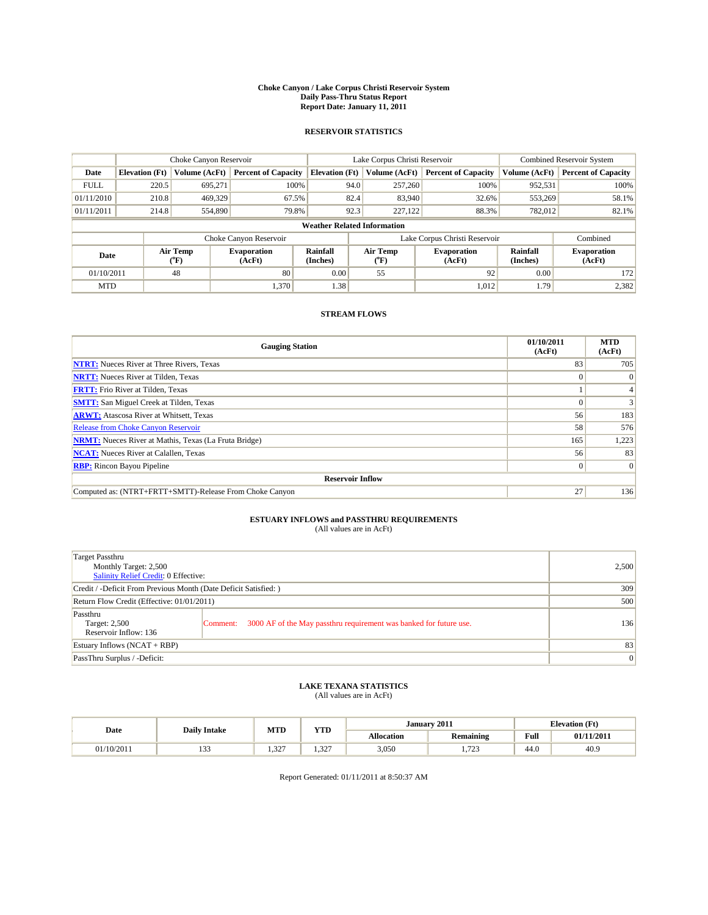# Choke Canyon / Lake Corpus Christi Reservoir System
## Daily Pass-Thru Status Report
## Report Date: January 11, 2011

### RESERVOIR STATISTICS

| | Choke Canyon Reservoir | | | Lake Corpus Christi Reservoir | | | Combined Reservoir System | |
|---|---|---|---|---|---|---|---|---|
| Date | Elevation (Ft) | Volume (AcFt) | Percent of Capacity | Elevation (Ft) | Volume (AcFt) | Percent of Capacity | Volume (AcFt) | Percent of Capacity |
| FULL | 220.5 | 695,271 | 100% | 94.0 | 257,260 | 100% | 952,531 | 100% |
| 01/11/2010 | 210.8 | 469,329 | 67.5% | 82.4 | 83,940 | 32.6% | 553,269 | 58.1% |
| 01/11/2011 | 214.8 | 554,890 | 79.8% | 92.3 | 227,122 | 88.3% | 782,012 | 82.1% |

**Weather Related Information**

| | Choke Canyon Reservoir | | | Lake Corpus Christi Reservoir | | | Combined |
|---|---|---|---|---|---|---|---|
| Date | Air Temp (°F) | Evaporation (AcFt) | Rainfall (Inches) | Air Temp (°F) | Evaporation (AcFt) | Rainfall (Inches) | Evaporation (AcFt) |
| 01/10/2011 | 48 | 80 | 0.00 | 55 | 92 | 0.00 | 172 |
| MTD | | 1,370 | 1.38 | | 1,012 | 1.79 | 2,382 |

### STREAM FLOWS

| Gauging Station | 01/10/2011 (AcFt) | MTD (AcFt) |
|---|---|---|
| **NTRT:** Nueces River at Three Rivers, Texas | 83 | 705 |
| **NRTT:** Nueces River at Tilden, Texas | 0 | 0 |
| **FRTT:** Frio River at Tilden, Texas | 1 | 4 |
| **SMTT:** San Miguel Creek at Tilden, Texas | 0 | 3 |
| **ARWT:** Atascosa River at Whitsett, Texas | 56 | 183 |
| Release from Choke Canyon Reservoir | 58 | 576 |
| **NRMT:** Nueces River at Mathis, Texas (La Fruta Bridge) | 165 | 1,223 |
| **NCAT:** Nueces River at Calallen, Texas | 56 | 83 |
| **RBP:** Rincon Bayou Pipeline | 0 | 0 |
| **Reservoir Inflow** | | |
| Computed as: (NTRT+FRTT+SMTT)-Release From Choke Canyon | 27 | 136 |

### ESTUARY INFLOWS and PASSTHRU REQUIREMENTS
(All values are in AcFt)

| | |
|---|---|
| Target Passthru<br>Monthly Target: 2,500<br>Salinity Relief Credit: 0 Effective: | 2,500 |
| Credit / -Deficit From Previous Month (Date Deficit Satisfied: ) | 309 |
| Return Flow Credit (Effective: 01/01/2011) | 500 |
| Passthru<br>Target: 2,500<br>Reservoir Inflow: 136<br>Comment: 3000 AF of the May passthru requirement was banked for future use. | 136 |
| Estuary Inflows (NCAT + RBP) | 83 |
| PassThru Surplus / -Deficit: | 0 |

### LAKE TEXANA STATISTICS
(All values are in AcFt)

| Date | Daily Intake | MTD | YTD | January 2011 | | Elevation (Ft) | |
|---|---|---|---|---|---|---|---|
| | | | | Allocation | Remaining | Full | 01/11/2011 |
| 01/10/2011 | 133 | 1,327 | 1,327 | 3,050 | 1,723 | 44.0 | 40.9 |

Report Generated: 01/11/2011 at 8:50:37 AM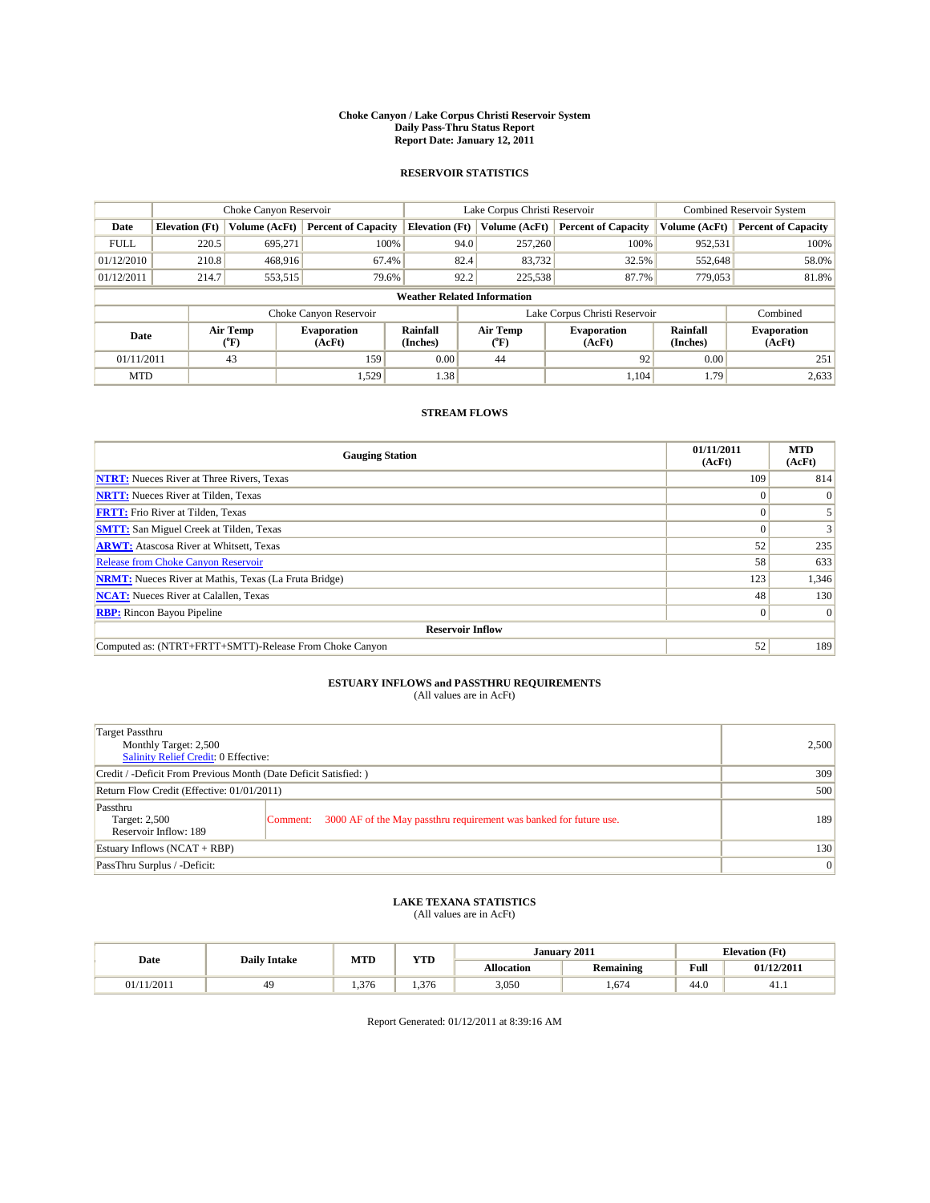# Choke Canyon / Lake Corpus Christi Reservoir System
## Daily Pass-Thru Status Report
## Report Date: January 12, 2011

### RESERVOIR STATISTICS

| | Choke Canyon Reservoir | | | Lake Corpus Christi Reservoir | | | Combined Reservoir System | |
|---|---|---|---|---|---|---|---|---|
| Date | Elevation (Ft) | Volume (AcFt) | Percent of Capacity | Elevation (Ft) | Volume (AcFt) | Percent of Capacity | Volume (AcFt) | Percent of Capacity |
| FULL | 220.5 | 695,271 | 100% | 94.0 | 257,260 | 100% | 952,531 | 100% |
| 01/12/2010 | 210.8 | 468,916 | 67.4% | 82.4 | 83,732 | 32.5% | 552,648 | 58.0% |
| 01/12/2011 | 214.7 | 553,515 | 79.6% | 92.2 | 225,538 | 87.7% | 779,053 | 81.8% |

**Weather Related Information**

| | Choke Canyon Reservoir | | | Lake Corpus Christi Reservoir | | | Combined |
|---|---|---|---|---|---|---|---|
| Date | Air Temp (°F) | Evaporation (AcFt) | Rainfall (Inches) | Air Temp (°F) | Evaporation (AcFt) | Rainfall (Inches) | Evaporation (AcFt) |
| 01/11/2011 | 43 | 159 | 0.00 | 44 | 92 | 0.00 | 251 |
| MTD | | 1,529 | 1.38 | | 1,104 | 1.79 | 2,633 |

### STREAM FLOWS

| Gauging Station | 01/11/2011 (AcFt) | MTD (AcFt) |
|---|---|---|
| NTRT: Nueces River at Three Rivers, Texas | 109 | 814 |
| NRTT: Nueces River at Tilden, Texas | 0 | 0 |
| FRTT: Frio River at Tilden, Texas | 0 | 5 |
| SMTT: San Miguel Creek at Tilden, Texas | 0 | 3 |
| ARWT: Atascosa River at Whitsett, Texas | 52 | 235 |
| Release from Choke Canyon Reservoir | 58 | 633 |
| NRMT: Nueces River at Mathis, Texas (La Fruta Bridge) | 123 | 1,346 |
| NCAT: Nueces River at Calallen, Texas | 48 | 130 |
| RBP: Rincon Bayou Pipeline | 0 | 0 |
| **Reservoir Inflow** | | |
| Computed as: (NTRT+FRTT+SMTT)-Release From Choke Canyon | 52 | 189 |

### ESTUARY INFLOWS and PASSTHRU REQUIREMENTS
(All values are in AcFt)

| | | |
|---|---|---|
| Target Passthru<br>Monthly Target: 2,500<br>Salinity Relief Credit: 0 Effective: | | 2,500 |
| Credit / -Deficit From Previous Month (Date Deficit Satisfied: ) | | 309 |
| Return Flow Credit (Effective: 01/01/2011) | | 500 |
| Passthru<br>Target: 2,500<br>Reservoir Inflow: 189 | Comment: 3000 AF of the May passthru requirement was banked for future use. | 189 |
| Estuary Inflows (NCAT + RBP) | | 130 |
| PassThru Surplus / -Deficit: | | 0 |

### LAKE TEXANA STATISTICS
(All values are in AcFt)

| Date | Daily Intake | MTD | YTD | January 2011 | | Elevation (Ft) | |
|---|---|---|---|---|---|---|---|
| | | | | Allocation | Remaining | Full | 01/12/2011 |
| 01/11/2011 | 49 | 1,376 | 1,376 | 3,050 | 1,674 | 44.0 | 41.1 |

Report Generated: 01/12/2011 at 8:39:16 AM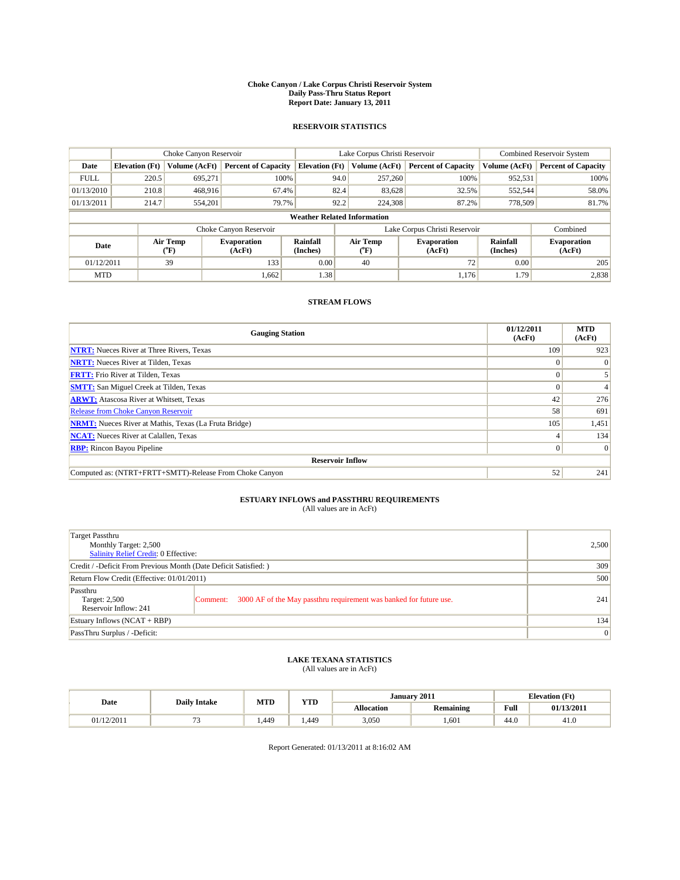# Choke Canyon / Lake Corpus Christi Reservoir System
## Daily Pass-Thru Status Report
## Report Date: January 13, 2011

### RESERVOIR STATISTICS

| | Choke Canyon Reservoir | | | Lake Corpus Christi Reservoir | | | Combined Reservoir System | |
|---|---|---|---|---|---|---|---|---|
| Date | Elevation (Ft) | Volume (AcFt) | Percent of Capacity | Elevation (Ft) | Volume (AcFt) | Percent of Capacity | Volume (AcFt) | Percent of Capacity |
| FULL | 220.5 | 695,271 | 100% | 94.0 | 257,260 | 100% | 952,531 | 100% |
| 01/13/2010 | 210.8 | 468,916 | 67.4% | 82.4 | 83,628 | 32.5% | 552,544 | 58.0% |
| 01/13/2011 | 214.7 | 554,201 | 79.7% | 92.2 | 224,308 | 87.2% | 778,509 | 81.7% |

**Weather Related Information**

| | Choke Canyon Reservoir | | | Lake Corpus Christi Reservoir | | | Combined |
|---|---|---|---|---|---|---|---|
| Date | Air Temp (°F) | Evaporation (AcFt) | Rainfall (Inches) | Air Temp (°F) | Evaporation (AcFt) | Rainfall (Inches) | Evaporation (AcFt) |
| 01/12/2011 | 39 | 133 | 0.00 | 40 | 72 | 0.00 | 205 |
| MTD | | 1,662 | 1.38 | | 1,176 | 1.79 | 2,838 |

### STREAM FLOWS

| Gauging Station | 01/12/2011 (AcFt) | MTD (AcFt) |
|---|---|---|
| NTRT: Nueces River at Three Rivers, Texas | 109 | 923 |
| NRTT: Nueces River at Tilden, Texas | 0 | 0 |
| FRTT: Frio River at Tilden, Texas | 0 | 5 |
| SMTT: San Miguel Creek at Tilden, Texas | 0 | 4 |
| ARWT: Atascosa River at Whitsett, Texas | 42 | 276 |
| Release from Choke Canyon Reservoir | 58 | 691 |
| NRMT: Nueces River at Mathis, Texas (La Fruta Bridge) | 105 | 1,451 |
| NCAT: Nueces River at Calallen, Texas | 4 | 134 |
| RBP: Rincon Bayou Pipeline | 0 | 0 |
| **Reservoir Inflow** | | |
| Computed as: (NTRT+FRTT+SMTT)-Release From Choke Canyon | 52 | 241 |

### ESTUARY INFLOWS and PASSTHRU REQUIREMENTS
(All values are in AcFt)

| | |
|---|---|
| Target Passthru<br>Monthly Target: 2,500<br>Salinity Relief Credit: 0 Effective: | 2,500 |
| Credit / -Deficit From Previous Month (Date Deficit Satisfied: ) | 309 |
| Return Flow Credit (Effective: 01/01/2011) | 500 |
| Passthru<br>Target: 2,500<br>Reservoir Inflow: 241<br>Comment: 3000 AF of the May passthru requirement was banked for future use. | 241 |
| Estuary Inflows (NCAT + RBP) | 134 |
| PassThru Surplus / -Deficit: | 0 |

### LAKE TEXANA STATISTICS
(All values are in AcFt)

| Date | Daily Intake | MTD | YTD | January 2011 | | Elevation (Ft) | |
|---|---|---|---|---|---|---|---|
| | | | | Allocation | Remaining | Full | 01/13/2011 |
| 01/12/2011 | 73 | 1,449 | 1,449 | 3,050 | 1,601 | 44.0 | 41.0 |

Report Generated: 01/13/2011 at 8:16:02 AM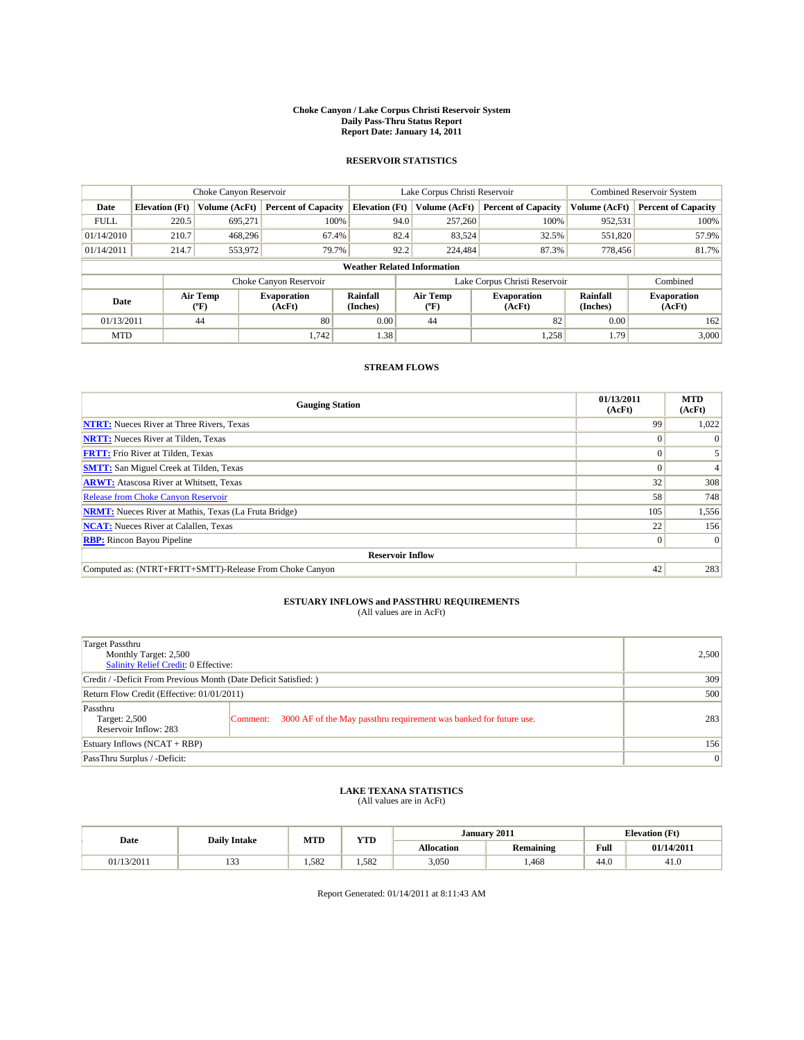**Choke Canyon / Lake Corpus Christi Reservoir System**
**Daily Pass-Thru Status Report**
**Report Date: January 14, 2011**

## RESERVOIR STATISTICS

| | Choke Canyon Reservoir | | | Lake Corpus Christi Reservoir | | | Combined Reservoir System | |
|---|---|---|---|---|---|---|---|---|
| **Date** | **Elevation (Ft)** | **Volume (AcFt)** | **Percent of Capacity** | **Elevation (Ft)** | **Volume (AcFt)** | **Percent of Capacity** | **Volume (AcFt)** | **Percent of Capacity** |
| FULL | 220.5 | 695,271 | 100% | 94.0 | 257,260 | 100% | 952,531 | 100% |
| 01/14/2010 | 210.7 | 468,296 | 67.4% | 82.4 | 83,524 | 32.5% | 551,820 | 57.9% |
| 01/14/2011 | 214.7 | 553,972 | 79.7% | 92.2 | 224,484 | 87.3% | 778,456 | 81.7% |

**Weather Related Information**

| | Choke Canyon Reservoir | | | Lake Corpus Christi Reservoir | | | Combined |
|---|---|---|---|---|---|---|---|
| **Date** | **Air Temp (°F)** | **Evaporation (AcFt)** | **Rainfall (Inches)** | **Air Temp (°F)** | **Evaporation (AcFt)** | **Rainfall (Inches)** | **Evaporation (AcFt)** |
| 01/13/2011 | 44 | 80 | 0.00 | 44 | 82 | 0.00 | 162 |
| MTD | | 1,742 | 1.38 | | 1,258 | 1.79 | 3,000 |

## STREAM FLOWS

| Gauging Station | 01/13/2011 (AcFt) | MTD (AcFt) |
|---|---|---|
| **NTRT:** Nueces River at Three Rivers, Texas | 99 | 1,022 |
| **NRTT:** Nueces River at Tilden, Texas | 0 | 0 |
| **FRTT:** Frio River at Tilden, Texas | 0 | 5 |
| **SMTT:** San Miguel Creek at Tilden, Texas | 0 | 4 |
| **ARWT:** Atascosa River at Whitsett, Texas | 32 | 308 |
| Release from Choke Canyon Reservoir | 58 | 748 |
| **NRMT:** Nueces River at Mathis, Texas (La Fruta Bridge) | 105 | 1,556 |
| **NCAT:** Nueces River at Calallen, Texas | 22 | 156 |
| **RBP:** Rincon Bayou Pipeline | 0 | 0 |
| **Reservoir Inflow** | | |
| Computed as: (NTRT+FRTT+SMTT)-Release From Choke Canyon | 42 | 283 |

## ESTUARY INFLOWS and PASSTHRU REQUIREMENTS
(All values are in AcFt)

| | | |
|---|---|---|
| Target Passthru<br>Monthly Target: 2,500<br>Salinity Relief Credit: 0 Effective: | | 2,500 |
| Credit / -Deficit From Previous Month (Date Deficit Satisfied: ) | | 309 |
| Return Flow Credit (Effective: 01/01/2011) | | 500 |
| Passthru<br>Target: 2,500<br>Reservoir Inflow: 283 | Comment: 3000 AF of the May passthru requirement was banked for future use. | 283 |
| Estuary Inflows (NCAT + RBP) | | 156 |
| PassThru Surplus / -Deficit: | | 0 |

## LAKE TEXANA STATISTICS
(All values are in AcFt)

| Date | Daily Intake | MTD | YTD | January 2011 | | Elevation (Ft) | |
|---|---|---|---|---|---|---|---|
| | | | | **Allocation** | **Remaining** | **Full** | **01/14/2011** |
| 01/13/2011 | 133 | 1,582 | 1,582 | 3,050 | 1,468 | 44.0 | 41.0 |

Report Generated: 01/14/2011 at 8:11:43 AM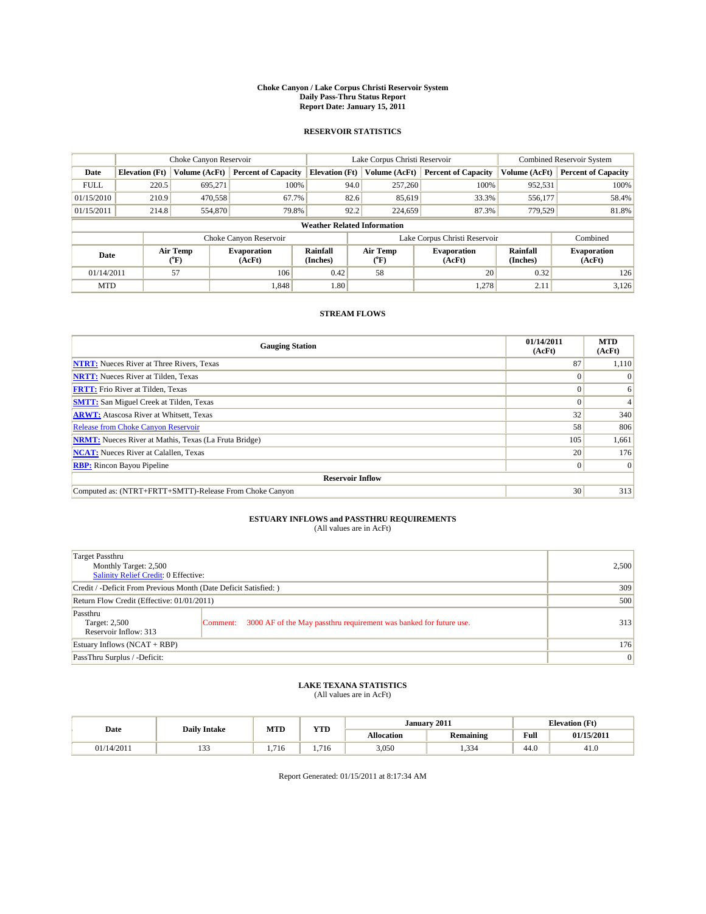# Choke Canyon / Lake Corpus Christi Reservoir System
## Daily Pass-Thru Status Report
## Report Date: January 15, 2011

### RESERVOIR STATISTICS

| | Choke Canyon Reservoir | | | Lake Corpus Christi Reservoir | | | Combined Reservoir System | |
|---|---|---|---|---|---|---|---|---|
| Date | Elevation (Ft) | Volume (AcFt) | Percent of Capacity | Elevation (Ft) | Volume (AcFt) | Percent of Capacity | Volume (AcFt) | Percent of Capacity |
| FULL | 220.5 | 695,271 | 100% | 94.0 | 257,260 | 100% | 952,531 | 100% |
| 01/15/2010 | 210.9 | 470,558 | 67.7% | 82.6 | 85,619 | 33.3% | 556,177 | 58.4% |
| 01/15/2011 | 214.8 | 554,870 | 79.8% | 92.2 | 224,659 | 87.3% | 779,529 | 81.8% |

**Weather Related Information**

| | Choke Canyon Reservoir | | | Lake Corpus Christi Reservoir | | | Combined |
|---|---|---|---|---|---|---|---|
| Date | Air Temp (°F) | Evaporation (AcFt) | Rainfall (Inches) | Air Temp (°F) | Evaporation (AcFt) | Rainfall (Inches) | Evaporation (AcFt) |
| 01/14/2011 | 57 | 106 | 0.42 | 58 | 20 | 0.32 | 126 |
| MTD | | 1,848 | 1.80 | | 1,278 | 2.11 | 3,126 |

### STREAM FLOWS

| Gauging Station | 01/14/2011 (AcFt) | MTD (AcFt) |
|---|---|---|
| **NTRT:** Nueces River at Three Rivers, Texas | 87 | 1,110 |
| **NRTT:** Nueces River at Tilden, Texas | 0 | 0 |
| **FRTT:** Frio River at Tilden, Texas | 0 | 6 |
| **SMTT:** San Miguel Creek at Tilden, Texas | 0 | 4 |
| **ARWT:** Atascosa River at Whitsett, Texas | 32 | 340 |
| Release from Choke Canyon Reservoir | 58 | 806 |
| **NRMT:** Nueces River at Mathis, Texas (La Fruta Bridge) | 105 | 1,661 |
| **NCAT:** Nueces River at Calallen, Texas | 20 | 176 |
| **RBP:** Rincon Bayou Pipeline | 0 | 0 |
| **Reservoir Inflow** | | |
| Computed as: (NTRT+FRTT+SMTT)-Release From Choke Canyon | 30 | 313 |

### ESTUARY INFLOWS and PASSTHRU REQUIREMENTS
(All values are in AcFt)

| Item | Value |
|---|---|
| Target Passthru<br>Monthly Target: 2,500<br>Salinity Relief Credit: 0 Effective: | 2,500 |
| Credit / -Deficit From Previous Month (Date Deficit Satisfied: ) | 309 |
| Return Flow Credit (Effective: 01/01/2011) | 500 |
| Passthru<br>Target: 2,500<br>Reservoir Inflow: 313<br>Comment: 3000 AF of the May passthru requirement was banked for future use. | 313 |
| Estuary Inflows (NCAT + RBP) | 176 |
| PassThru Surplus / -Deficit: | 0 |

### LAKE TEXANA STATISTICS
(All values are in AcFt)

| Date | Daily Intake | MTD | YTD | January 2011 | | Elevation (Ft) | |
|---|---|---|---|---|---|---|---|
| | | | | Allocation | Remaining | Full | 01/15/2011 |
| 01/14/2011 | 133 | 1,716 | 1,716 | 3,050 | 1,334 | 44.0 | 41.0 |

Report Generated: 01/15/2011 at 8:17:34 AM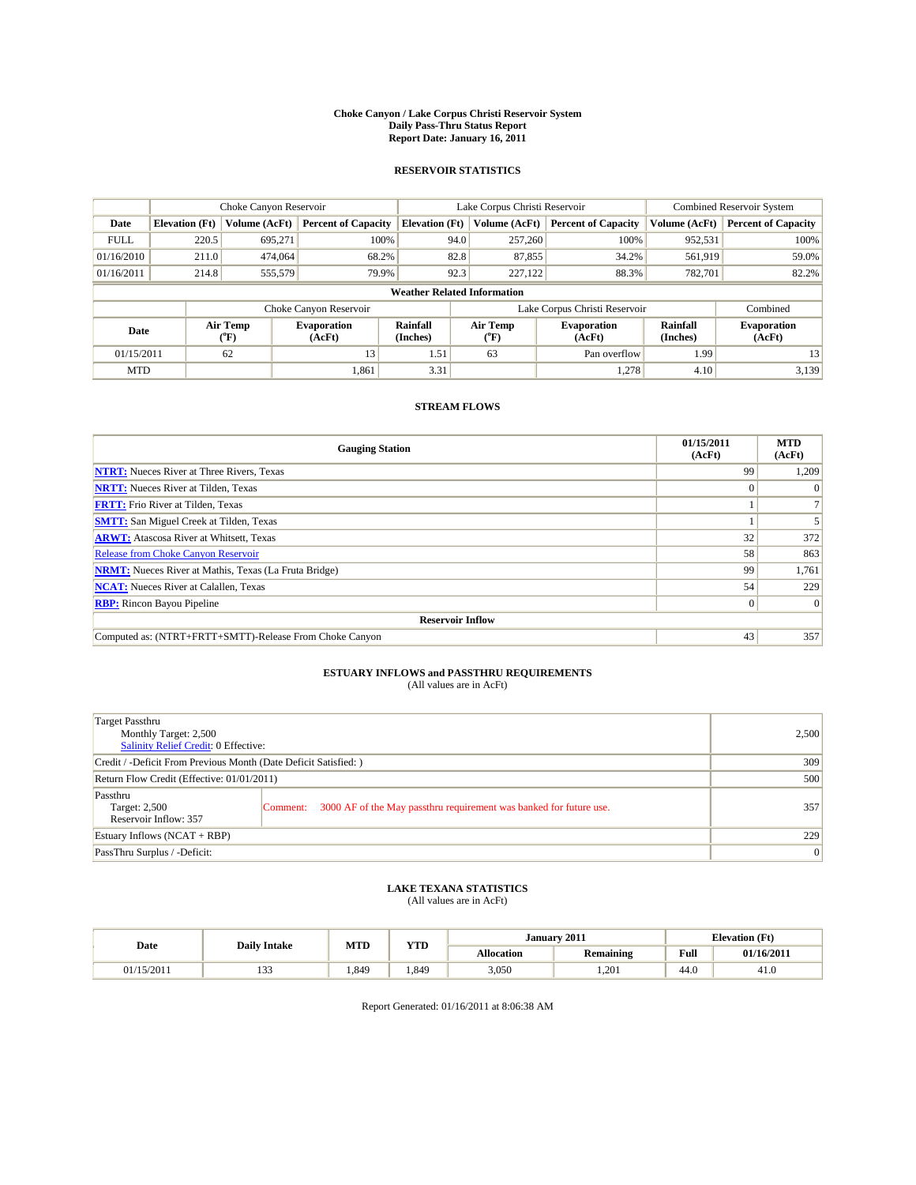# Choke Canyon / Lake Corpus Christi Reservoir System
## Daily Pass-Thru Status Report
### Report Date: January 16, 2011

## RESERVOIR STATISTICS

| | Choke Canyon Reservoir | | | Lake Corpus Christi Reservoir | | | Combined Reservoir System | |
|---|---|---|---|---|---|---|---|---|
| Date | Elevation (Ft) | Volume (AcFt) | Percent of Capacity | Elevation (Ft) | Volume (AcFt) | Percent of Capacity | Volume (AcFt) | Percent of Capacity |
| FULL | 220.5 | 695,271 | 100% | 94.0 | 257,260 | 100% | 952,531 | 100% |
| 01/16/2010 | 211.0 | 474,064 | 68.2% | 82.8 | 87,855 | 34.2% | 561,919 | 59.0% |
| 01/16/2011 | 214.8 | 555,579 | 79.9% | 92.3 | 227,122 | 88.3% | 782,701 | 82.2% |

**Weather Related Information**

| | Choke Canyon Reservoir | | | Lake Corpus Christi Reservoir | | | Combined |
|---|---|---|---|---|---|---|---|
| Date | Air Temp (°F) | Evaporation (AcFt) | Rainfall (Inches) | Air Temp (°F) | Evaporation (AcFt) | Rainfall (Inches) | Evaporation (AcFt) |
| 01/15/2011 | 62 | 13 | 1.51 | 63 | Pan overflow | 1.99 | 13 |
| MTD | | 1,861 | 3.31 | | 1,278 | 4.10 | 3,139 |

## STREAM FLOWS

| Gauging Station | 01/15/2011 (AcFt) | MTD (AcFt) |
|---|---|---|
| NTRT: Nueces River at Three Rivers, Texas | 99 | 1,209 |
| NRTT: Nueces River at Tilden, Texas | 0 | 0 |
| FRTT: Frio River at Tilden, Texas | 1 | 7 |
| SMTT: San Miguel Creek at Tilden, Texas | 1 | 5 |
| ARWT: Atascosa River at Whitsett, Texas | 32 | 372 |
| Release from Choke Canyon Reservoir | 58 | 863 |
| NRMT: Nueces River at Mathis, Texas (La Fruta Bridge) | 99 | 1,761 |
| NCAT: Nueces River at Calallen, Texas | 54 | 229 |
| RBP: Rincon Bayou Pipeline | 0 | 0 |
| **Reservoir Inflow** | | |
| Computed as: (NTRT+FRTT+SMTT)-Release From Choke Canyon | 43 | 357 |

## ESTUARY INFLOWS and PASSTHRU REQUIREMENTS
(All values are in AcFt)

| | |
|---|---|
| Target Passthru<br>Monthly Target: 2,500<br>Salinity Relief Credit: 0 Effective: | 2,500 |
| Credit / -Deficit From Previous Month (Date Deficit Satisfied: ) | 309 |
| Return Flow Credit (Effective: 01/01/2011) | 500 |
| Passthru<br>Target: 2,500<br>Reservoir Inflow: 357<br>Comment: 3000 AF of the May passthru requirement was banked for future use. | 357 |
| Estuary Inflows (NCAT + RBP) | 229 |
| PassThru Surplus / -Deficit: | 0 |

## LAKE TEXANA STATISTICS
(All values are in AcFt)

| Date | Daily Intake | MTD | YTD | January 2011 | | Elevation (Ft) | |
|---|---|---|---|---|---|---|---|
| | | | | Allocation | Remaining | Full | 01/16/2011 |
| 01/15/2011 | 133 | 1,849 | 1,849 | 3,050 | 1,201 | 44.0 | 41.0 |

Report Generated: 01/16/2011 at 8:06:38 AM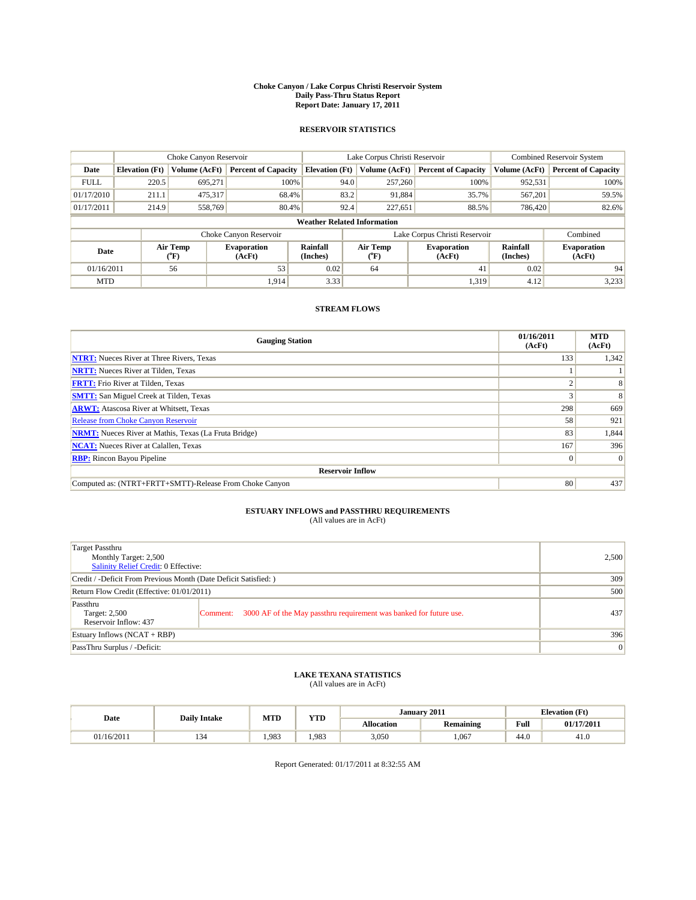# Choke Canyon / Lake Corpus Christi Reservoir System
## Daily Pass-Thru Status Report
## Report Date: January 17, 2011

### RESERVOIR STATISTICS

| | Choke Canyon Reservoir | | | Lake Corpus Christi Reservoir | | | Combined Reservoir System | |
|---|---|---|---|---|---|---|---|---|
| Date | Elevation (Ft) | Volume (AcFt) | Percent of Capacity | Elevation (Ft) | Volume (AcFt) | Percent of Capacity | Volume (AcFt) | Percent of Capacity |
| FULL | 220.5 | 695,271 | 100% | 94.0 | 257,260 | 100% | 952,531 | 100% |
| 01/17/2010 | 211.1 | 475,317 | 68.4% | 83.2 | 91,884 | 35.7% | 567,201 | 59.5% |
| 01/17/2011 | 214.9 | 558,769 | 80.4% | 92.4 | 227,651 | 88.5% | 786,420 | 82.6% |

**Weather Related Information**

| | Choke Canyon Reservoir | | | Lake Corpus Christi Reservoir | | | Combined |
|---|---|---|---|---|---|---|---|
| Date | Air Temp (°F) | Evaporation (AcFt) | Rainfall (Inches) | Air Temp (°F) | Evaporation (AcFt) | Rainfall (Inches) | Evaporation (AcFt) |
| 01/16/2011 | 56 | 53 | 0.02 | 64 | 41 | 0.02 | 94 |
| MTD | | 1,914 | 3.33 | | 1,319 | 4.12 | 3,233 |

### STREAM FLOWS

| Gauging Station | 01/16/2011 (AcFt) | MTD (AcFt) |
|---|---|---|
| NTRT: Nueces River at Three Rivers, Texas | 133 | 1,342 |
| NRTT: Nueces River at Tilden, Texas | 1 | 1 |
| FRTT: Frio River at Tilden, Texas | 2 | 8 |
| SMTT: San Miguel Creek at Tilden, Texas | 3 | 8 |
| ARWT: Atascosa River at Whitsett, Texas | 298 | 669 |
| Release from Choke Canyon Reservoir | 58 | 921 |
| NRMT: Nueces River at Mathis, Texas (La Fruta Bridge) | 83 | 1,844 |
| NCAT: Nueces River at Calallen, Texas | 167 | 396 |
| RBP: Rincon Bayou Pipeline | 0 | 0 |
| **Reservoir Inflow** | | |
| Computed as: (NTRT+FRTT+SMTT)-Release From Choke Canyon | 80 | 437 |

### ESTUARY INFLOWS and PASSTHRU REQUIREMENTS
(All values are in AcFt)

| | | |
|---|---|---|
| Target Passthru<br>Monthly Target: 2,500<br>Salinity Relief Credit: 0 Effective: | | 2,500 |
| Credit / -Deficit From Previous Month (Date Deficit Satisfied: ) | | 309 |
| Return Flow Credit (Effective: 01/01/2011) | | 500 |
| Passthru<br>Target: 2,500<br>Reservoir Inflow: 437 | Comment: 3000 AF of the May passthru requirement was banked for future use. | 437 |
| Estuary Inflows (NCAT + RBP) | | 396 |
| PassThru Surplus / -Deficit: | | 0 |

### LAKE TEXANA STATISTICS
(All values are in AcFt)

| Date | Daily Intake | MTD | YTD | January 2011 | | Elevation (Ft) | |
|---|---|---|---|---|---|---|---|
| | | | | Allocation | Remaining | Full | 01/17/2011 |
| 01/16/2011 | 134 | 1,983 | 1,983 | 3,050 | 1,067 | 44.0 | 41.0 |

Report Generated: 01/17/2011 at 8:32:55 AM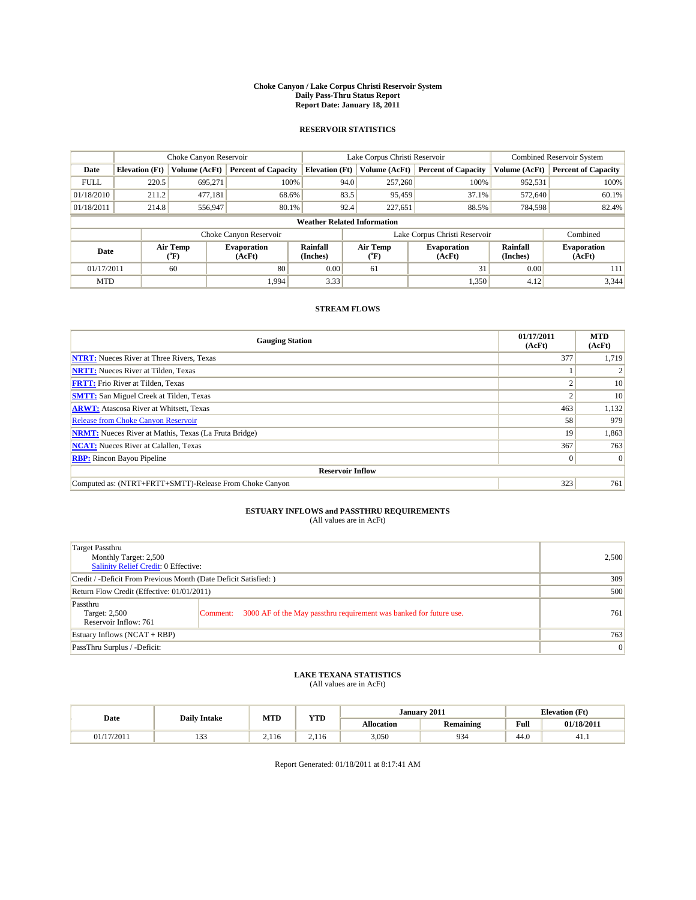# Choke Canyon / Lake Corpus Christi Reservoir System
## Daily Pass-Thru Status Report
## Report Date: January 18, 2011

### RESERVOIR STATISTICS

| | Choke Canyon Reservoir | | | Lake Corpus Christi Reservoir | | | Combined Reservoir System | |
|---|---|---|---|---|---|---|---|---|
| Date | Elevation (Ft) | Volume (AcFt) | Percent of Capacity | Elevation (Ft) | Volume (AcFt) | Percent of Capacity | Volume (AcFt) | Percent of Capacity |
| FULL | 220.5 | 695,271 | 100% | 94.0 | 257,260 | 100% | 952,531 | 100% |
| 01/18/2010 | 211.2 | 477,181 | 68.6% | 83.5 | 95,459 | 37.1% | 572,640 | 60.1% |
| 01/18/2011 | 214.8 | 556,947 | 80.1% | 92.4 | 227,651 | 88.5% | 784,598 | 82.4% |

**Weather Related Information**

| | Choke Canyon Reservoir | | | Lake Corpus Christi Reservoir | | | Combined |
|---|---|---|---|---|---|---|---|
| Date | Air Temp (°F) | Evaporation (AcFt) | Rainfall (Inches) | Air Temp (°F) | Evaporation (AcFt) | Rainfall (Inches) | Evaporation (AcFt) |
| 01/17/2011 | 60 | 80 | 0.00 | 61 | 31 | 0.00 | 111 |
| MTD | | 1,994 | 3.33 | | 1,350 | 4.12 | 3,344 |

### STREAM FLOWS

| Gauging Station | 01/17/2011 (AcFt) | MTD (AcFt) |
|---|---|---|
| NTRT: Nueces River at Three Rivers, Texas | 377 | 1,719 |
| NRTT: Nueces River at Tilden, Texas | 1 | 2 |
| FRTT: Frio River at Tilden, Texas | 2 | 10 |
| SMTT: San Miguel Creek at Tilden, Texas | 2 | 10 |
| ARWT: Atascosa River at Whitsett, Texas | 463 | 1,132 |
| Release from Choke Canyon Reservoir | 58 | 979 |
| NRMT: Nueces River at Mathis, Texas (La Fruta Bridge) | 19 | 1,863 |
| NCAT: Nueces River at Calallen, Texas | 367 | 763 |
| RBP: Rincon Bayou Pipeline | 0 | 0 |
| **Reservoir Inflow** | | |
| Computed as: (NTRT+FRTT+SMTT)-Release From Choke Canyon | 323 | 761 |

### ESTUARY INFLOWS and PASSTHRU REQUIREMENTS
(All values are in AcFt)

| | |
|---|---|
| Target Passthru<br>Monthly Target: 2,500<br>Salinity Relief Credit: 0 Effective: | 2,500 |
| Credit / -Deficit From Previous Month (Date Deficit Satisfied: ) | 309 |
| Return Flow Credit (Effective: 01/01/2011) | 500 |
| Passthru<br>Target: 2,500<br>Reservoir Inflow: 761<br>Comment: 3000 AF of the May passthru requirement was banked for future use. | 761 |
| Estuary Inflows (NCAT + RBP) | 763 |
| PassThru Surplus / -Deficit: | 0 |

### LAKE TEXANA STATISTICS
(All values are in AcFt)

| Date | Daily Intake | MTD | YTD | January 2011 | | Elevation (Ft) | |
|---|---|---|---|---|---|---|---|
| | | | | Allocation | Remaining | Full | 01/18/2011 |
| 01/17/2011 | 133 | 2,116 | 2,116 | 3,050 | 934 | 44.0 | 41.1 |

Report Generated: 01/18/2011 at 8:17:41 AM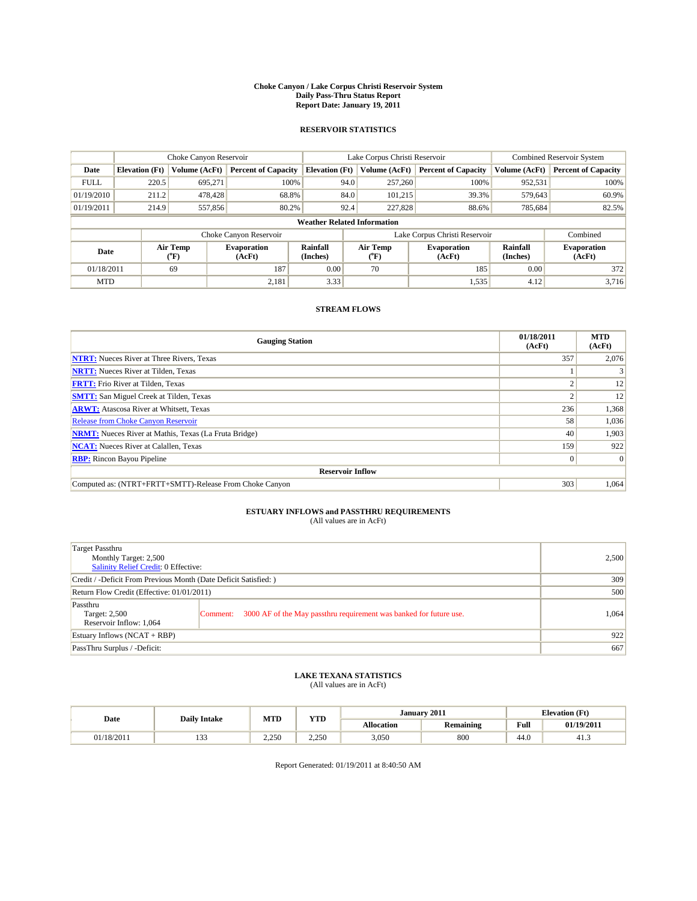# Choke Canyon / Lake Corpus Christi Reservoir System
## Daily Pass-Thru Status Report
## Report Date: January 19, 2011

### RESERVOIR STATISTICS

| | Choke Canyon Reservoir | | | Lake Corpus Christi Reservoir | | | Combined Reservoir System | |
|---|---|---|---|---|---|---|---|---|
| Date | Elevation (Ft) | Volume (AcFt) | Percent of Capacity | Elevation (Ft) | Volume (AcFt) | Percent of Capacity | Volume (AcFt) | Percent of Capacity |
| FULL | 220.5 | 695,271 | 100% | 94.0 | 257,260 | 100% | 952,531 | 100% |
| 01/19/2010 | 211.2 | 478,428 | 68.8% | 84.0 | 101,215 | 39.3% | 579,643 | 60.9% |
| 01/19/2011 | 214.9 | 557,856 | 80.2% | 92.4 | 227,828 | 88.6% | 785,684 | 82.5% |

**Weather Related Information**

| | Choke Canyon Reservoir | | | Lake Corpus Christi Reservoir | | | Combined |
|---|---|---|---|---|---|---|---|
| Date | Air Temp (°F) | Evaporation (AcFt) | Rainfall (Inches) | Air Temp (°F) | Evaporation (AcFt) | Rainfall (Inches) | Evaporation (AcFt) |
| 01/18/2011 | 69 | 187 | 0.00 | 70 | 185 | 0.00 | 372 |
| MTD | | 2,181 | 3.33 | | 1,535 | 4.12 | 3,716 |

### STREAM FLOWS

| Gauging Station | 01/18/2011 (AcFt) | MTD (AcFt) |
|---|---|---|
| NTRT: Nueces River at Three Rivers, Texas | 357 | 2,076 |
| NRTT: Nueces River at Tilden, Texas | 1 | 3 |
| FRTT: Frio River at Tilden, Texas | 2 | 12 |
| SMTT: San Miguel Creek at Tilden, Texas | 2 | 12 |
| ARWT: Atascosa River at Whitsett, Texas | 236 | 1,368 |
| Release from Choke Canyon Reservoir | 58 | 1,036 |
| NRMT: Nueces River at Mathis, Texas (La Fruta Bridge) | 40 | 1,903 |
| NCAT: Nueces River at Calallen, Texas | 159 | 922 |
| RBP: Rincon Bayou Pipeline | 0 | 0 |
| **Reservoir Inflow** | | |
| Computed as: (NTRT+FRTT+SMTT)-Release From Choke Canyon | 303 | 1,064 |

### ESTUARY INFLOWS and PASSTHRU REQUIREMENTS
(All values are in AcFt)

| | |
|---|---|
| Target Passthru<br>Monthly Target: 2,500<br>Salinity Relief Credit: 0 Effective: | 2,500 |
| Credit / -Deficit From Previous Month (Date Deficit Satisfied: ) | 309 |
| Return Flow Credit (Effective: 01/01/2011) | 500 |
| Passthru<br>Target: 2,500<br>Reservoir Inflow: 1,064<br>Comment: 3000 AF of the May passthru requirement was banked for future use. | 1,064 |
| Estuary Inflows (NCAT + RBP) | 922 |
| PassThru Surplus / -Deficit: | 667 |

### LAKE TEXANA STATISTICS
(All values are in AcFt)

| Date | Daily Intake | MTD | YTD | January 2011 | | Elevation (Ft) | |
|---|---|---|---|---|---|---|---|
| | | | | Allocation | Remaining | Full | 01/19/2011 |
| 01/18/2011 | 133 | 2,250 | 2,250 | 3,050 | 800 | 44.0 | 41.3 |

Report Generated: 01/19/2011 at 8:40:50 AM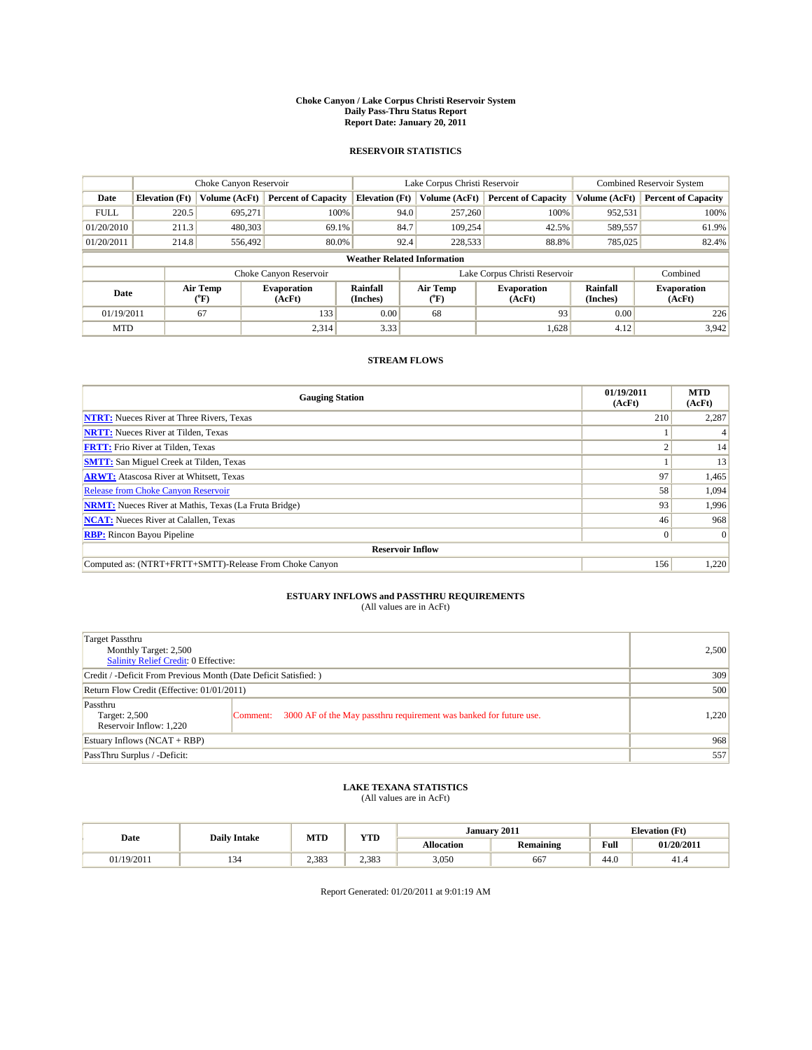# Choke Canyon / Lake Corpus Christi Reservoir System
## Daily Pass-Thru Status Report
### Report Date: January 20, 2011

## RESERVOIR STATISTICS

| | Choke Canyon Reservoir | | | Lake Corpus Christi Reservoir | | | Combined Reservoir System | |
|---|---|---|---|---|---|---|---|---|
| Date | Elevation (Ft) | Volume (AcFt) | Percent of Capacity | Elevation (Ft) | Volume (AcFt) | Percent of Capacity | Volume (AcFt) | Percent of Capacity |
| FULL | 220.5 | 695,271 | 100% | 94.0 | 257,260 | 100% | 952,531 | 100% |
| 01/20/2010 | 211.3 | 480,303 | 69.1% | 84.7 | 109,254 | 42.5% | 589,557 | 61.9% |
| 01/20/2011 | 214.8 | 556,492 | 80.0% | 92.4 | 228,533 | 88.8% | 785,025 | 82.4% |

**Weather Related Information**

| | Choke Canyon Reservoir | | | Lake Corpus Christi Reservoir | | | Combined |
|---|---|---|---|---|---|---|---|
| Date | Air Temp (°F) | Evaporation (AcFt) | Rainfall (Inches) | Air Temp (°F) | Evaporation (AcFt) | Rainfall (Inches) | Evaporation (AcFt) |
| 01/19/2011 | 67 | 133 | 0.00 | 68 | 93 | 0.00 | 226 |
| MTD | | 2,314 | 3.33 | | 1,628 | 4.12 | 3,942 |

## STREAM FLOWS

| Gauging Station | 01/19/2011 (AcFt) | MTD (AcFt) |
|---|---|---|
| NTRT: Nueces River at Three Rivers, Texas | 210 | 2,287 |
| NRTT: Nueces River at Tilden, Texas | 1 | 4 |
| FRTT: Frio River at Tilden, Texas | 2 | 14 |
| SMTT: San Miguel Creek at Tilden, Texas | 1 | 13 |
| ARWT: Atascosa River at Whitsett, Texas | 97 | 1,465 |
| Release from Choke Canyon Reservoir | 58 | 1,094 |
| NRMT: Nueces River at Mathis, Texas (La Fruta Bridge) | 93 | 1,996 |
| NCAT: Nueces River at Calallen, Texas | 46 | 968 |
| RBP: Rincon Bayou Pipeline | 0 | 0 |
| **Reservoir Inflow** | | |
| Computed as: (NTRT+FRTT+SMTT)-Release From Choke Canyon | 156 | 1,220 |

## ESTUARY INFLOWS and PASSTHRU REQUIREMENTS
(All values are in AcFt)

| | |
|---|---|
| Target Passthru<br>Monthly Target: 2,500<br>Salinity Relief Credit: 0 Effective: | 2,500 |
| Credit / -Deficit From Previous Month (Date Deficit Satisfied: ) | 309 |
| Return Flow Credit (Effective: 01/01/2011) | 500 |
| Passthru<br>Target: 2,500<br>Reservoir Inflow: 1,220<br>Comment: 3000 AF of the May passthru requirement was banked for future use. | 1,220 |
| Estuary Inflows (NCAT + RBP) | 968 |
| PassThru Surplus / -Deficit: | 557 |

## LAKE TEXANA STATISTICS
(All values are in AcFt)

| Date | Daily Intake | MTD | YTD | January 2011 | | Elevation (Ft) | |
|---|---|---|---|---|---|---|---|
| | | | | Allocation | Remaining | Full | 01/20/2011 |
| 01/19/2011 | 134 | 2,383 | 2,383 | 3,050 | 667 | 44.0 | 41.4 |

Report Generated: 01/20/2011 at 9:01:19 AM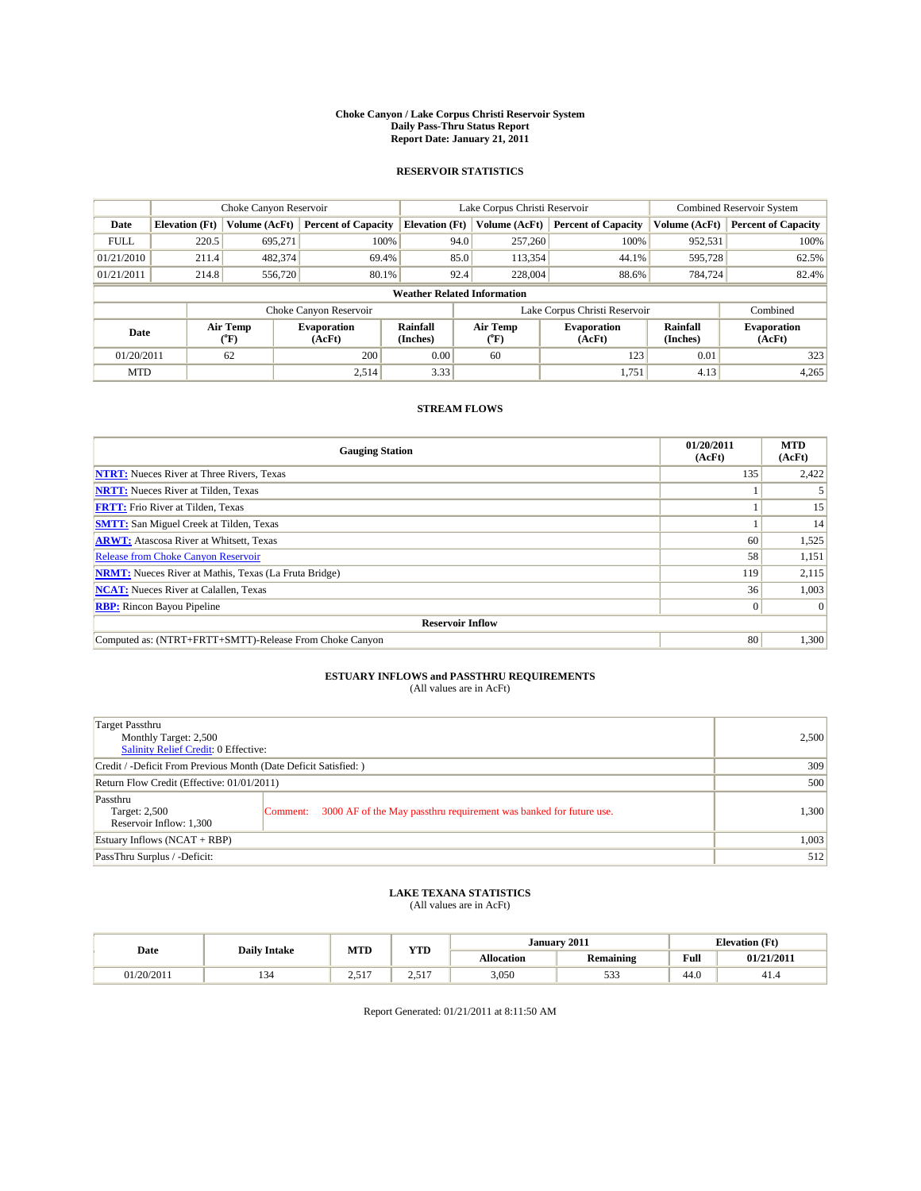# Choke Canyon / Lake Corpus Christi Reservoir System
## Daily Pass-Thru Status Report
## Report Date: January 21, 2011

### RESERVOIR STATISTICS

| | Choke Canyon Reservoir | | | Lake Corpus Christi Reservoir | | | Combined Reservoir System | |
|---|---|---|---|---|---|---|---|---|
| Date | Elevation (Ft) | Volume (AcFt) | Percent of Capacity | Elevation (Ft) | Volume (AcFt) | Percent of Capacity | Volume (AcFt) | Percent of Capacity |
| FULL | 220.5 | 695,271 | 100% | 94.0 | 257,260 | 100% | 952,531 | 100% |
| 01/21/2010 | 211.4 | 482,374 | 69.4% | 85.0 | 113,354 | 44.1% | 595,728 | 62.5% |
| 01/21/2011 | 214.8 | 556,720 | 80.1% | 92.4 | 228,004 | 88.6% | 784,724 | 82.4% |

**Weather Related Information**

| | Choke Canyon Reservoir | | | Lake Corpus Christi Reservoir | | | Combined |
|---|---|---|---|---|---|---|---|
| Date | Air Temp (°F) | Evaporation (AcFt) | Rainfall (Inches) | Air Temp (°F) | Evaporation (AcFt) | Rainfall (Inches) | Evaporation (AcFt) |
| 01/20/2011 | 62 | 200 | 0.00 | 60 | 123 | 0.01 | 323 |
| MTD | | 2,514 | 3.33 | | 1,751 | 4.13 | 4,265 |

### STREAM FLOWS

| Gauging Station | 01/20/2011 (AcFt) | MTD (AcFt) |
|---|---|---|
| NTRT: Nueces River at Three Rivers, Texas | 135 | 2,422 |
| NRTT: Nueces River at Tilden, Texas | 1 | 5 |
| FRTT: Frio River at Tilden, Texas | 1 | 15 |
| SMTT: San Miguel Creek at Tilden, Texas | 1 | 14 |
| ARWT: Atascosa River at Whitsett, Texas | 60 | 1,525 |
| Release from Choke Canyon Reservoir | 58 | 1,151 |
| NRMT: Nueces River at Mathis, Texas (La Fruta Bridge) | 119 | 2,115 |
| NCAT: Nueces River at Calallen, Texas | 36 | 1,003 |
| RBP: Rincon Bayou Pipeline | 0 | 0 |
| **Reservoir Inflow** | | |
| Computed as: (NTRT+FRTT+SMTT)-Release From Choke Canyon | 80 | 1,300 |

### ESTUARY INFLOWS and PASSTHRU REQUIREMENTS
(All values are in AcFt)

| | |
|---|---|
| Target Passthru<br>Monthly Target: 2,500<br>Salinity Relief Credit: 0 Effective: | 2,500 |
| Credit / -Deficit From Previous Month (Date Deficit Satisfied: ) | 309 |
| Return Flow Credit (Effective: 01/01/2011) | 500 |
| Passthru<br>Target: 2,500<br>Reservoir Inflow: 1,300<br>Comment: 3000 AF of the May passthru requirement was banked for future use. | 1,300 |
| Estuary Inflows (NCAT + RBP) | 1,003 |
| PassThru Surplus / -Deficit: | 512 |

### LAKE TEXANA STATISTICS
(All values are in AcFt)

| Date | Daily Intake | MTD | YTD | January 2011 | | Elevation (Ft) | |
|---|---|---|---|---|---|---|---|
| | | | | Allocation | Remaining | Full | 01/21/2011 |
| 01/20/2011 | 134 | 2,517 | 2,517 | 3,050 | 533 | 44.0 | 41.4 |

Report Generated: 01/21/2011 at 8:11:50 AM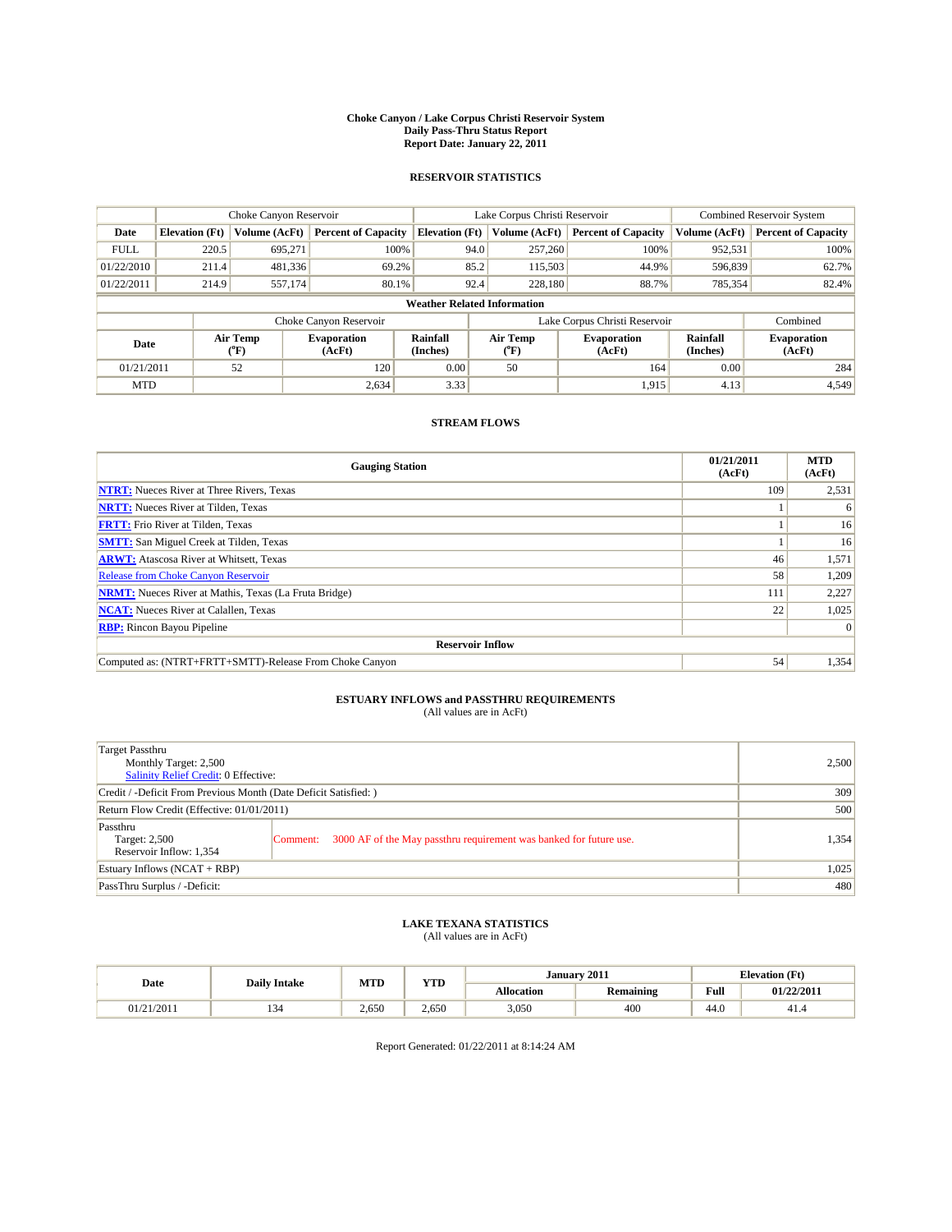**Choke Canyon / Lake Corpus Christi Reservoir System**
**Daily Pass-Thru Status Report**
**Report Date: January 22, 2011**

## RESERVOIR STATISTICS

| | Choke Canyon Reservoir | | | Lake Corpus Christi Reservoir | | | Combined Reservoir System | |
|---|---|---|---|---|---|---|---|---|
| Date | Elevation (Ft) | Volume (AcFt) | Percent of Capacity | Elevation (Ft) | Volume (AcFt) | Percent of Capacity | Volume (AcFt) | Percent of Capacity |
| FULL | 220.5 | 695,271 | 100% | 94.0 | 257,260 | 100% | 952,531 | 100% |
| 01/22/2010 | 211.4 | 481,336 | 69.2% | 85.2 | 115,503 | 44.9% | 596,839 | 62.7% |
| 01/22/2011 | 214.9 | 557,174 | 80.1% | 92.4 | 228,180 | 88.7% | 785,354 | 82.4% |

**Weather Related Information**

| | Choke Canyon Reservoir | | | Lake Corpus Christi Reservoir | | | Combined |
|---|---|---|---|---|---|---|---|
| Date | Air Temp (°F) | Evaporation (AcFt) | Rainfall (Inches) | Air Temp (°F) | Evaporation (AcFt) | Rainfall (Inches) | Evaporation (AcFt) |
| 01/21/2011 | 52 | 120 | 0.00 | 50 | 164 | 0.00 | 284 |
| MTD | | 2,634 | 3.33 | | 1,915 | 4.13 | 4,549 |

## STREAM FLOWS

| Gauging Station | 01/21/2011 (AcFt) | MTD (AcFt) |
|---|---|---|
| NTRT: Nueces River at Three Rivers, Texas | 109 | 2,531 |
| NRTT: Nueces River at Tilden, Texas | 1 | 6 |
| FRTT: Frio River at Tilden, Texas | 1 | 16 |
| SMTT: San Miguel Creek at Tilden, Texas | 1 | 16 |
| ARWT: Atascosa River at Whitsett, Texas | 46 | 1,571 |
| Release from Choke Canyon Reservoir | 58 | 1,209 |
| NRMT: Nueces River at Mathis, Texas (La Fruta Bridge) | 111 | 2,227 |
| NCAT: Nueces River at Calallen, Texas | 22 | 1,025 |
| RBP: Rincon Bayou Pipeline | | 0 |
| **Reservoir Inflow** | | |
| Computed as: (NTRT+FRTT+SMTT)-Release From Choke Canyon | 54 | 1,354 |

## ESTUARY INFLOWS and PASSTHRU REQUIREMENTS

(All values are in AcFt)

| | |
|---|---|
| Target Passthru<br>Monthly Target: 2,500<br>Salinity Relief Credit: 0 Effective: | 2,500 |
| Credit / -Deficit From Previous Month (Date Deficit Satisfied: ) | 309 |
| Return Flow Credit (Effective: 01/01/2011) | 500 |
| Passthru<br>Target: 2,500<br>Reservoir Inflow: 1,354<br>Comment: 3000 AF of the May passthru requirement was banked for future use. | 1,354 |
| Estuary Inflows (NCAT + RBP) | 1,025 |
| PassThru Surplus / -Deficit: | 480 |

## LAKE TEXANA STATISTICS

(All values are in AcFt)

| Date | Daily Intake | MTD | YTD | January 2011 | | Elevation (Ft) | |
|---|---|---|---|---|---|---|---|
| | | | | Allocation | Remaining | Full | 01/22/2011 |
| 01/21/2011 | 134 | 2,650 | 2,650 | 3,050 | 400 | 44.0 | 41.4 |

Report Generated: 01/22/2011 at 8:14:24 AM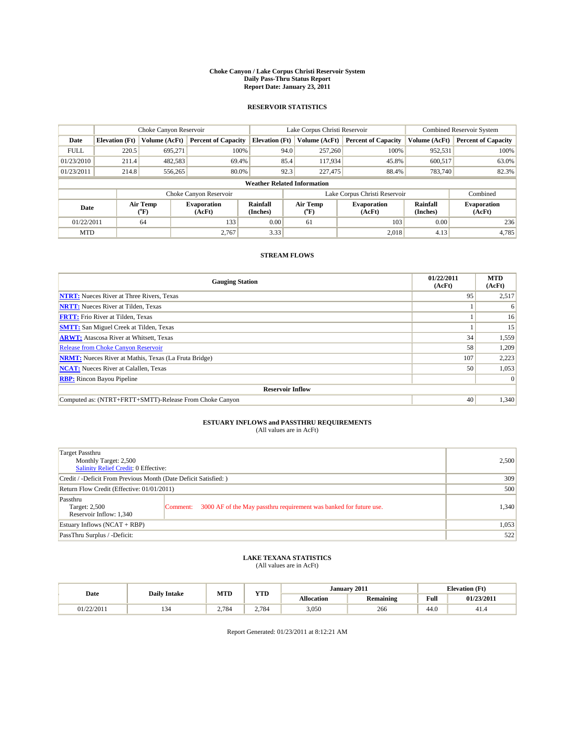# Choke Canyon / Lake Corpus Christi Reservoir System
## Daily Pass-Thru Status Report
## Report Date: January 23, 2011

### RESERVOIR STATISTICS

| | Choke Canyon Reservoir | | | Lake Corpus Christi Reservoir | | | Combined Reservoir System | |
|---|---|---|---|---|---|---|---|---|
| Date | Elevation (Ft) | Volume (AcFt) | Percent of Capacity | Elevation (Ft) | Volume (AcFt) | Percent of Capacity | Volume (AcFt) | Percent of Capacity |
| FULL | 220.5 | 695,271 | 100% | 94.0 | 257,260 | 100% | 952,531 | 100% |
| 01/23/2010 | 211.4 | 482,583 | 69.4% | 85.4 | 117,934 | 45.8% | 600,517 | 63.0% |
| 01/23/2011 | 214.8 | 556,265 | 80.0% | 92.3 | 227,475 | 88.4% | 783,740 | 82.3% |

**Weather Related Information**

| | Choke Canyon Reservoir | | | Lake Corpus Christi Reservoir | | | Combined |
|---|---|---|---|---|---|---|---|
| Date | Air Temp (°F) | Evaporation (AcFt) | Rainfall (Inches) | Air Temp (°F) | Evaporation (AcFt) | Rainfall (Inches) | Evaporation (AcFt) |
| 01/22/2011 | 64 | 133 | 0.00 | 61 | 103 | 0.00 | 236 |
| MTD | | 2,767 | 3.33 | | 2,018 | 4.13 | 4,785 |

### STREAM FLOWS

| Gauging Station | 01/22/2011 (AcFt) | MTD (AcFt) |
|---|---|---|
| NTRT: Nueces River at Three Rivers, Texas | 95 | 2,517 |
| NRTT: Nueces River at Tilden, Texas | 1 | 6 |
| FRTT: Frio River at Tilden, Texas | 1 | 16 |
| SMTT: San Miguel Creek at Tilden, Texas | 1 | 15 |
| ARWT: Atascosa River at Whitsett, Texas | 34 | 1,559 |
| Release from Choke Canyon Reservoir | 58 | 1,209 |
| NRMT: Nueces River at Mathis, Texas (La Fruta Bridge) | 107 | 2,223 |
| NCAT: Nueces River at Calallen, Texas | 50 | 1,053 |
| RBP: Rincon Bayou Pipeline | | 0 |
| **Reservoir Inflow** | | |
| Computed as: (NTRT+FRTT+SMTT)-Release From Choke Canyon | 40 | 1,340 |

### ESTUARY INFLOWS and PASSTHRU REQUIREMENTS
(All values are in AcFt)

| | | |
|---|---|---|
| Target Passthru<br>Monthly Target: 2,500<br>Salinity Relief Credit: 0 Effective: | | 2,500 |
| Credit / -Deficit From Previous Month (Date Deficit Satisfied: ) | | 309 |
| Return Flow Credit (Effective: 01/01/2011) | | 500 |
| Passthru<br>Target: 2,500<br>Reservoir Inflow: 1,340 | Comment: 3000 AF of the May passthru requirement was banked for future use. | 1,340 |
| Estuary Inflows (NCAT + RBP) | | 1,053 |
| PassThru Surplus / -Deficit: | | 522 |

### LAKE TEXANA STATISTICS
(All values are in AcFt)

| Date | Daily Intake | MTD | YTD | January 2011 | | Elevation (Ft) | |
|---|---|---|---|---|---|---|---|
| | | | | Allocation | Remaining | Full | 01/23/2011 |
| 01/22/2011 | 134 | 2,784 | 2,784 | 3,050 | 266 | 44.0 | 41.4 |

Report Generated: 01/23/2011 at 8:12:21 AM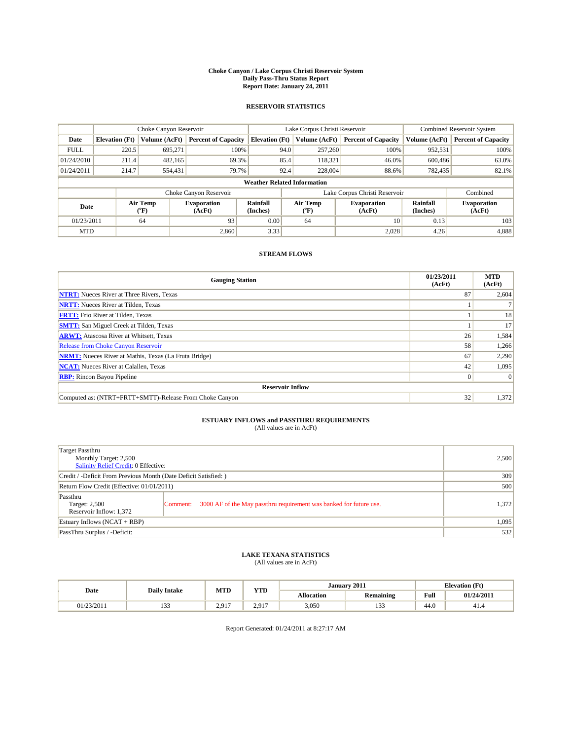# Choke Canyon / Lake Corpus Christi Reservoir System
## Daily Pass-Thru Status Report
## Report Date: January 24, 2011

### RESERVOIR STATISTICS

| | Choke Canyon Reservoir | | | Lake Corpus Christi Reservoir | | | Combined Reservoir System | |
|---|---|---|---|---|---|---|---|---|
| Date | Elevation (Ft) | Volume (AcFt) | Percent of Capacity | Elevation (Ft) | Volume (AcFt) | Percent of Capacity | Volume (AcFt) | Percent of Capacity |
| FULL | 220.5 | 695,271 | 100% | 94.0 | 257,260 | 100% | 952,531 | 100% |
| 01/24/2010 | 211.4 | 482,165 | 69.3% | 85.4 | 118,321 | 46.0% | 600,486 | 63.0% |
| 01/24/2011 | 214.7 | 554,431 | 79.7% | 92.4 | 228,004 | 88.6% | 782,435 | 82.1% |

**Weather Related Information**

| | Choke Canyon Reservoir | | | Lake Corpus Christi Reservoir | | | Combined |
|---|---|---|---|---|---|---|---|
| Date | Air Temp (°F) | Evaporation (AcFt) | Rainfall (Inches) | Air Temp (°F) | Evaporation (AcFt) | Rainfall (Inches) | Evaporation (AcFt) |
| 01/23/2011 | 64 | 93 | 0.00 | 64 | 10 | 0.13 | 103 |
| MTD | | 2,860 | 3.33 | | 2,028 | 4.26 | 4,888 |

### STREAM FLOWS

| Gauging Station | 01/23/2011 (AcFt) | MTD (AcFt) |
|---|---|---|
| **NTRT:** Nueces River at Three Rivers, Texas | 87 | 2,604 |
| **NRTT:** Nueces River at Tilden, Texas | 1 | 7 |
| **FRTT:** Frio River at Tilden, Texas | 1 | 18 |
| **SMTT:** San Miguel Creek at Tilden, Texas | 1 | 17 |
| **ARWT:** Atascosa River at Whitsett, Texas | 26 | 1,584 |
| Release from Choke Canyon Reservoir | 58 | 1,266 |
| **NRMT:** Nueces River at Mathis, Texas (La Fruta Bridge) | 67 | 2,290 |
| **NCAT:** Nueces River at Calallen, Texas | 42 | 1,095 |
| **RBP:** Rincon Bayou Pipeline | 0 | 0 |
| **Reservoir Inflow** | | |
| Computed as: (NTRT+FRTT+SMTT)-Release From Choke Canyon | 32 | 1,372 |

### ESTUARY INFLOWS and PASSTHRU REQUIREMENTS
(All values are in AcFt)

| | | |
|---|---|---|
| Target Passthru<br>Monthly Target: 2,500<br>Salinity Relief Credit: 0 Effective: | | 2,500 |
| Credit / -Deficit From Previous Month (Date Deficit Satisfied: ) | | 309 |
| Return Flow Credit (Effective: 01/01/2011) | | 500 |
| Passthru<br>Target: 2,500<br>Reservoir Inflow: 1,372 | Comment: 3000 AF of the May passthru requirement was banked for future use. | 1,372 |
| Estuary Inflows (NCAT + RBP) | | 1,095 |
| PassThru Surplus / -Deficit: | | 532 |

### LAKE TEXANA STATISTICS
(All values are in AcFt)

| Date | Daily Intake | MTD | YTD | January 2011 | | Elevation (Ft) | |
|---|---|---|---|---|---|---|---|
| | | | | Allocation | Remaining | Full | 01/24/2011 |
| 01/23/2011 | 133 | 2,917 | 2,917 | 3,050 | 133 | 44.0 | 41.4 |

Report Generated: 01/24/2011 at 8:27:17 AM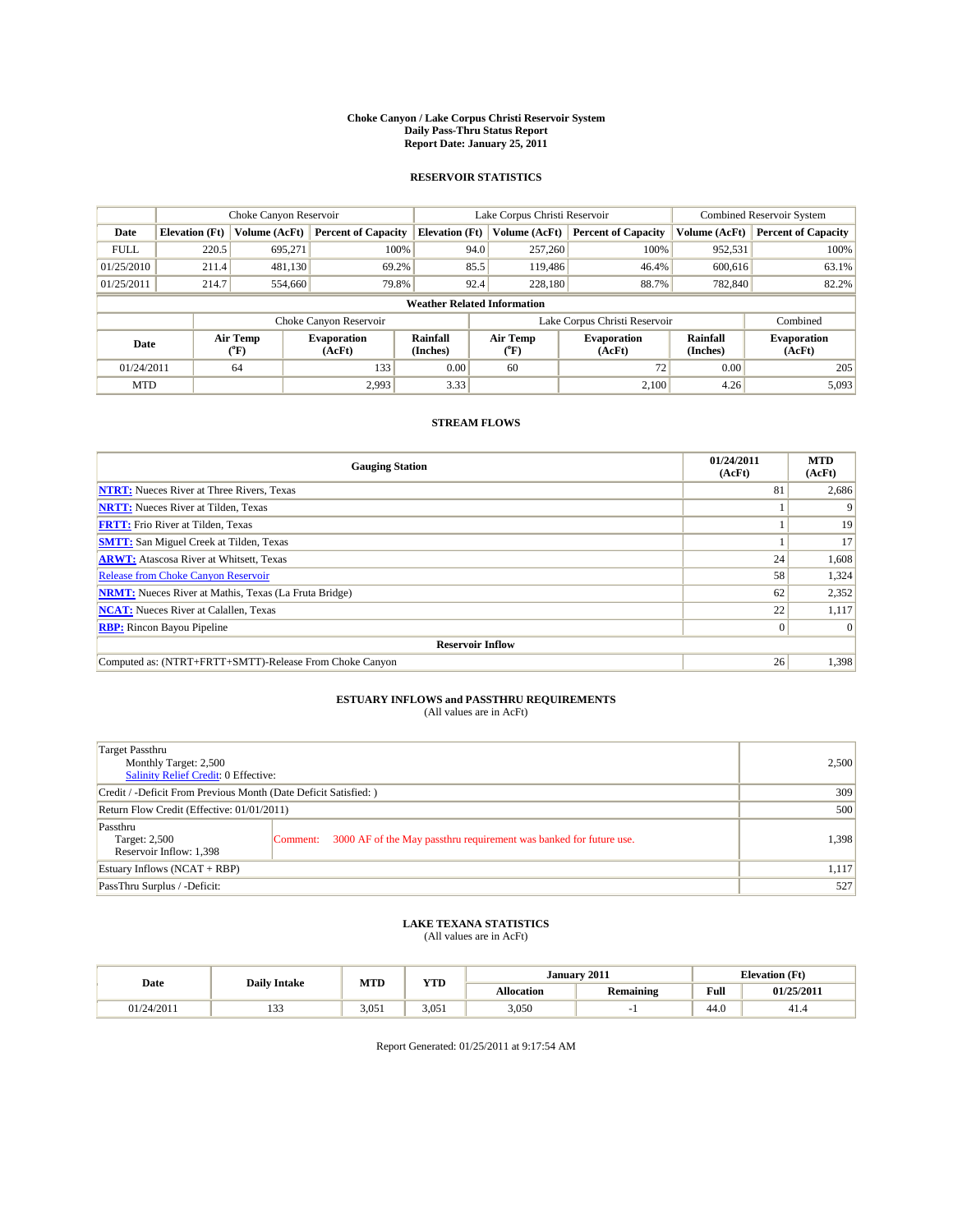# Choke Canyon / Lake Corpus Christi Reservoir System
## Daily Pass-Thru Status Report
### Report Date: January 25, 2011

## RESERVOIR STATISTICS

| | Choke Canyon Reservoir | | | Lake Corpus Christi Reservoir | | | Combined Reservoir System | |
|---|---|---|---|---|---|---|---|---|
| Date | Elevation (Ft) | Volume (AcFt) | Percent of Capacity | Elevation (Ft) | Volume (AcFt) | Percent of Capacity | Volume (AcFt) | Percent of Capacity |
| FULL | 220.5 | 695,271 | 100% | 94.0 | 257,260 | 100% | 952,531 | 100% |
| 01/25/2010 | 211.4 | 481,130 | 69.2% | 85.5 | 119,486 | 46.4% | 600,616 | 63.1% |
| 01/25/2011 | 214.7 | 554,660 | 79.8% | 92.4 | 228,180 | 88.7% | 782,840 | 82.2% |

**Weather Related Information**

| | Choke Canyon Reservoir | | | Lake Corpus Christi Reservoir | | | Combined |
|---|---|---|---|---|---|---|---|
| Date | Air Temp (°F) | Evaporation (AcFt) | Rainfall (Inches) | Air Temp (°F) | Evaporation (AcFt) | Rainfall (Inches) | Evaporation (AcFt) |
| 01/24/2011 | 64 | 133 | 0.00 | 60 | 72 | 0.00 | 205 |
| MTD | | 2,993 | 3.33 | | 2,100 | 4.26 | 5,093 |

## STREAM FLOWS

| Gauging Station | 01/24/2011 (AcFt) | MTD (AcFt) |
|---|---|---|
| NTRT: Nueces River at Three Rivers, Texas | 81 | 2,686 |
| NRTT: Nueces River at Tilden, Texas | 1 | 9 |
| FRTT: Frio River at Tilden, Texas | 1 | 19 |
| SMTT: San Miguel Creek at Tilden, Texas | 1 | 17 |
| ARWT: Atascosa River at Whitsett, Texas | 24 | 1,608 |
| Release from Choke Canyon Reservoir | 58 | 1,324 |
| NRMT: Nueces River at Mathis, Texas (La Fruta Bridge) | 62 | 2,352 |
| NCAT: Nueces River at Calallen, Texas | 22 | 1,117 |
| RBP: Rincon Bayou Pipeline | 0 | 0 |
| **Reservoir Inflow** | | |
| Computed as: (NTRT+FRTT+SMTT)-Release From Choke Canyon | 26 | 1,398 |

## ESTUARY INFLOWS and PASSTHRU REQUIREMENTS
(All values are in AcFt)

| | |
|---|---|
| Target Passthru<br>Monthly Target: 2,500<br>Salinity Relief Credit: 0 Effective: | 2,500 |
| Credit / -Deficit From Previous Month (Date Deficit Satisfied: ) | 309 |
| Return Flow Credit (Effective: 01/01/2011) | 500 |
| Passthru<br>Target: 2,500<br>Reservoir Inflow: 1,398<br>Comment: 3000 AF of the May passthru requirement was banked for future use. | 1,398 |
| Estuary Inflows (NCAT + RBP) | 1,117 |
| PassThru Surplus / -Deficit: | 527 |

## LAKE TEXANA STATISTICS
(All values are in AcFt)

| Date | Daily Intake | MTD | YTD | January 2011 | | Elevation (Ft) | |
|---|---|---|---|---|---|---|---|
| | | | | Allocation | Remaining | Full | 01/25/2011 |
| 01/24/2011 | 133 | 3,051 | 3,051 | 3,050 | -1 | 44.0 | 41.4 |

Report Generated: 01/25/2011 at 9:17:54 AM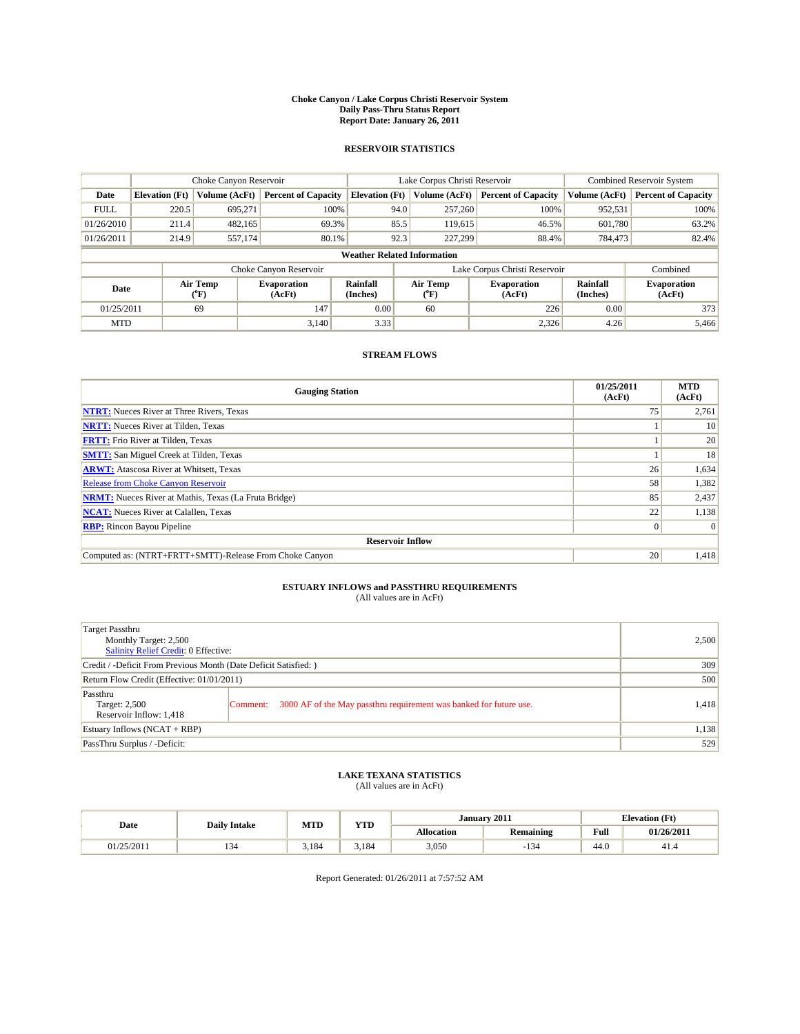# Choke Canyon / Lake Corpus Christi Reservoir System
## Daily Pass-Thru Status Report
## Report Date: January 26, 2011

### RESERVOIR STATISTICS

| | Choke Canyon Reservoir | | | Lake Corpus Christi Reservoir | | | Combined Reservoir System | |
|---|---|---|---|---|---|---|---|---|
| **Date** | **Elevation (Ft)** | **Volume (AcFt)** | **Percent of Capacity** | **Elevation (Ft)** | **Volume (AcFt)** | **Percent of Capacity** | **Volume (AcFt)** | **Percent of Capacity** |
| FULL | 220.5 | 695,271 | 100% | 94.0 | 257,260 | 100% | 952,531 | 100% |
| 01/26/2010 | 211.4 | 482,165 | 69.3% | 85.5 | 119,615 | 46.5% | 601,780 | 63.2% |
| 01/26/2011 | 214.9 | 557,174 | 80.1% | 92.3 | 227,299 | 88.4% | 784,473 | 82.4% |

**Weather Related Information**

| | Choke Canyon Reservoir | | | Lake Corpus Christi Reservoir | | | Combined |
|---|---|---|---|---|---|---|---|
| **Date** | **Air Temp (°F)** | **Evaporation (AcFt)** | **Rainfall (Inches)** | **Air Temp (°F)** | **Evaporation (AcFt)** | **Rainfall (Inches)** | **Evaporation (AcFt)** |
| 01/25/2011 | 69 | 147 | 0.00 | 60 | 226 | 0.00 | 373 |
| MTD | | 3,140 | 3.33 | | 2,326 | 4.26 | 5,466 |

### STREAM FLOWS

| Gauging Station | 01/25/2011 (AcFt) | MTD (AcFt) |
|---|---|---|
| **NTRT:** Nueces River at Three Rivers, Texas | 75 | 2,761 |
| **NRTT:** Nueces River at Tilden, Texas | 1 | 10 |
| **FRTT:** Frio River at Tilden, Texas | 1 | 20 |
| **SMTT:** San Miguel Creek at Tilden, Texas | 1 | 18 |
| **ARWT:** Atascosa River at Whitsett, Texas | 26 | 1,634 |
| Release from Choke Canyon Reservoir | 58 | 1,382 |
| **NRMT:** Nueces River at Mathis, Texas (La Fruta Bridge) | 85 | 2,437 |
| **NCAT:** Nueces River at Calallen, Texas | 22 | 1,138 |
| **RBP:** Rincon Bayou Pipeline | 0 | 0 |
| **Reservoir Inflow** | | |
| Computed as: (NTRT+FRTT+SMTT)-Release From Choke Canyon | 20 | 1,418 |

### ESTUARY INFLOWS and PASSTHRU REQUIREMENTS
(All values are in AcFt)

| | |
|---|---|
| Target Passthru<br>Monthly Target: 2,500<br>Salinity Relief Credit: 0 Effective: | 2,500 |
| Credit / -Deficit From Previous Month (Date Deficit Satisfied: ) | 309 |
| Return Flow Credit (Effective: 01/01/2011) | 500 |
| Passthru<br>Target: 2,500<br>Reservoir Inflow: 1,418<br>Comment: 3000 AF of the May passthru requirement was banked for future use. | 1,418 |
| Estuary Inflows (NCAT + RBP) | 1,138 |
| PassThru Surplus / -Deficit: | 529 |

### LAKE TEXANA STATISTICS
(All values are in AcFt)

| Date | Daily Intake | MTD | YTD | January 2011 | | Elevation (Ft) | |
|---|---|---|---|---|---|---|---|
| | | | | **Allocation** | **Remaining** | **Full** | **01/26/2011** |
| 01/25/2011 | 134 | 3,184 | 3,184 | 3,050 | -134 | 44.0 | 41.4 |

Report Generated: 01/26/2011 at 7:57:52 AM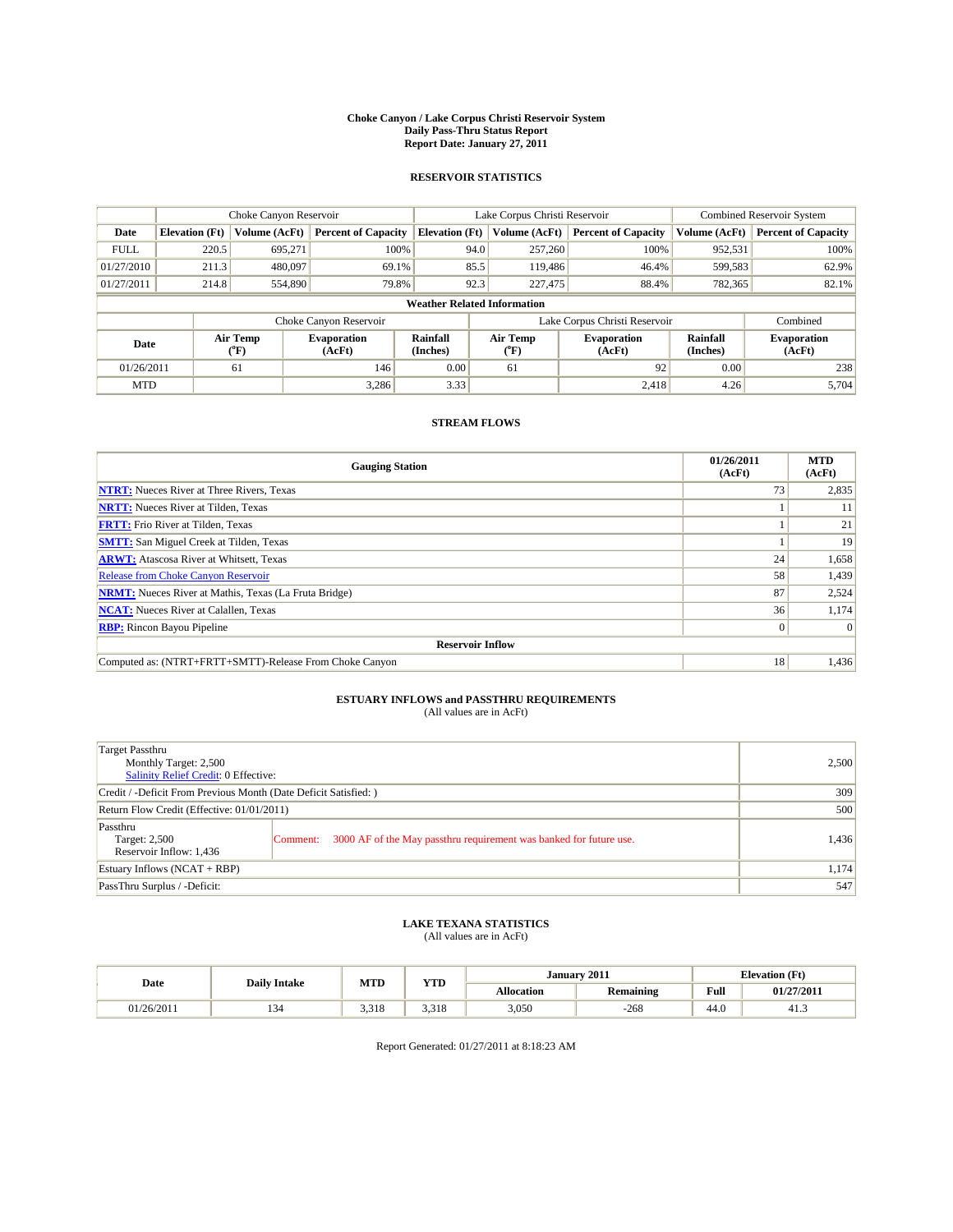# Choke Canyon / Lake Corpus Christi Reservoir System
## Daily Pass-Thru Status Report
## Report Date: January 27, 2011

### RESERVOIR STATISTICS

| | Choke Canyon Reservoir | | | Lake Corpus Christi Reservoir | | | Combined Reservoir System | |
|---|---|---|---|---|---|---|---|---|
| Date | Elevation (Ft) | Volume (AcFt) | Percent of Capacity | Elevation (Ft) | Volume (AcFt) | Percent of Capacity | Volume (AcFt) | Percent of Capacity |
| FULL | 220.5 | 695,271 | 100% | 94.0 | 257,260 | 100% | 952,531 | 100% |
| 01/27/2010 | 211.3 | 480,097 | 69.1% | 85.5 | 119,486 | 46.4% | 599,583 | 62.9% |
| 01/27/2011 | 214.8 | 554,890 | 79.8% | 92.3 | 227,475 | 88.4% | 782,365 | 82.1% |

**Weather Related Information**

| | Choke Canyon Reservoir | | | Lake Corpus Christi Reservoir | | | Combined |
|---|---|---|---|---|---|---|---|
| Date | Air Temp (°F) | Evaporation (AcFt) | Rainfall (Inches) | Air Temp (°F) | Evaporation (AcFt) | Rainfall (Inches) | Evaporation (AcFt) |
| 01/26/2011 | 61 | 146 | 0.00 | 61 | 92 | 0.00 | 238 |
| MTD | | 3,286 | 3.33 | | 2,418 | 4.26 | 5,704 |

### STREAM FLOWS

| Gauging Station | 01/26/2011 (AcFt) | MTD (AcFt) |
|---|---|---|
| NTRT: Nueces River at Three Rivers, Texas | 73 | 2,835 |
| NRTT: Nueces River at Tilden, Texas | 1 | 11 |
| FRTT: Frio River at Tilden, Texas | 1 | 21 |
| SMTT: San Miguel Creek at Tilden, Texas | 1 | 19 |
| ARWT: Atascosa River at Whitsett, Texas | 24 | 1,658 |
| Release from Choke Canyon Reservoir | 58 | 1,439 |
| NRMT: Nueces River at Mathis, Texas (La Fruta Bridge) | 87 | 2,524 |
| NCAT: Nueces River at Calallen, Texas | 36 | 1,174 |
| RBP: Rincon Bayou Pipeline | 0 | 0 |
| **Reservoir Inflow** | | |
| Computed as: (NTRT+FRTT+SMTT)-Release From Choke Canyon | 18 | 1,436 |

### ESTUARY INFLOWS and PASSTHRU REQUIREMENTS
(All values are in AcFt)

| | |
|---|---|
| Target Passthru<br>Monthly Target: 2,500<br>Salinity Relief Credit: 0 Effective: | 2,500 |
| Credit / -Deficit From Previous Month (Date Deficit Satisfied: ) | 309 |
| Return Flow Credit (Effective: 01/01/2011) | 500 |
| Passthru<br>Target: 2,500<br>Reservoir Inflow: 1,436<br>Comment: 3000 AF of the May passthru requirement was banked for future use. | 1,436 |
| Estuary Inflows (NCAT + RBP) | 1,174 |
| PassThru Surplus / -Deficit: | 547 |

### LAKE TEXANA STATISTICS
(All values are in AcFt)

| Date | Daily Intake | MTD | YTD | January 2011 | | Elevation (Ft) | |
|---|---|---|---|---|---|---|---|
| | | | | Allocation | Remaining | Full | 01/27/2011 |
| 01/26/2011 | 134 | 3,318 | 3,318 | 3,050 | -268 | 44.0 | 41.3 |

Report Generated: 01/27/2011 at 8:18:23 AM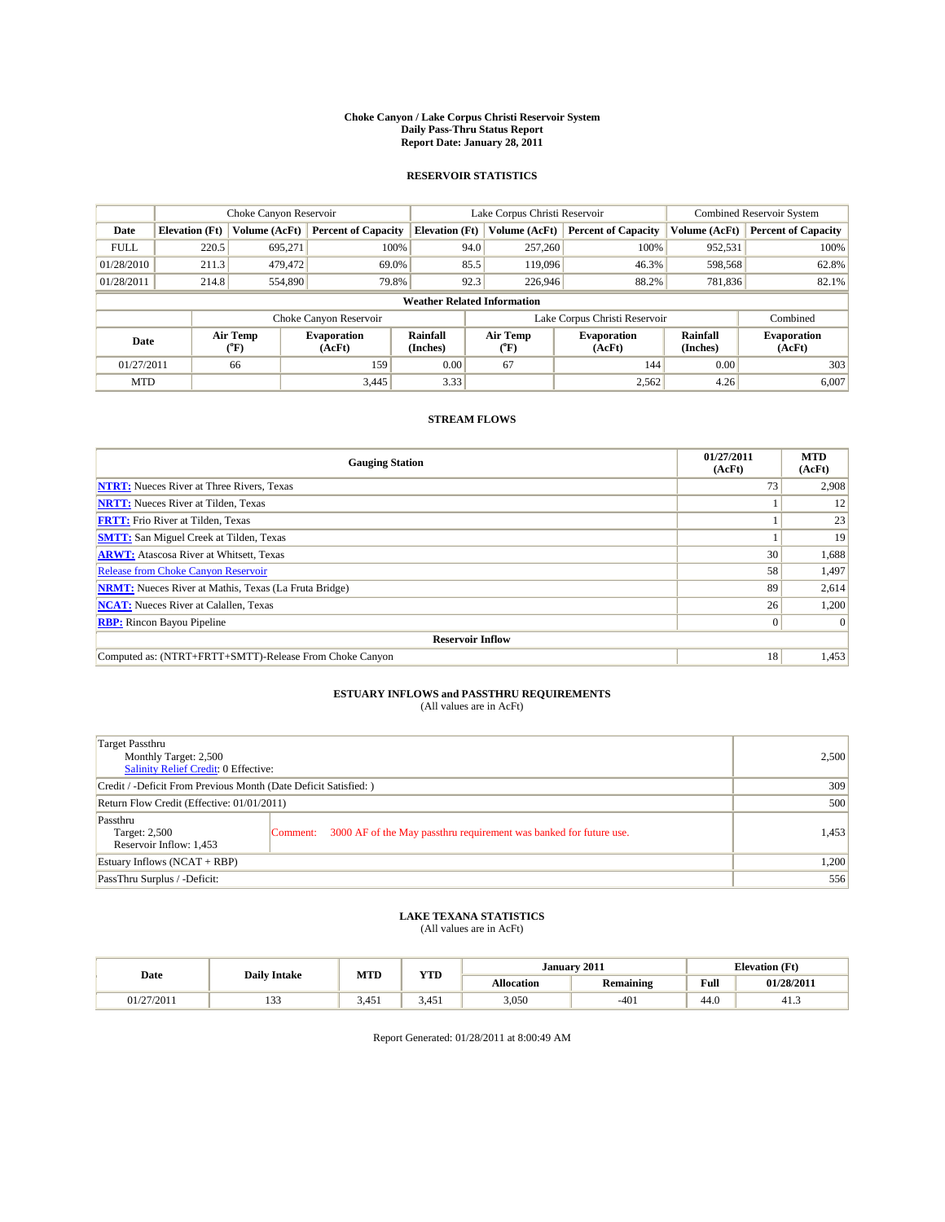**Choke Canyon / Lake Corpus Christi Reservoir System**
**Daily Pass-Thru Status Report**
**Report Date: January 28, 2011**

## RESERVOIR STATISTICS

| | Choke Canyon Reservoir | | | Lake Corpus Christi Reservoir | | | Combined Reservoir System | |
|---|---|---|---|---|---|---|---|---|
| Date | Elevation (Ft) | Volume (AcFt) | Percent of Capacity | Elevation (Ft) | Volume (AcFt) | Percent of Capacity | Volume (AcFt) | Percent of Capacity |
| FULL | 220.5 | 695,271 | 100% | 94.0 | 257,260 | 100% | 952,531 | 100% |
| 01/28/2010 | 211.3 | 479,472 | 69.0% | 85.5 | 119,096 | 46.3% | 598,568 | 62.8% |
| 01/28/2011 | 214.8 | 554,890 | 79.8% | 92.3 | 226,946 | 88.2% | 781,836 | 82.1% |

**Weather Related Information**

| | Choke Canyon Reservoir | | | Lake Corpus Christi Reservoir | | | Combined |
|---|---|---|---|---|---|---|---|
| Date | Air Temp (°F) | Evaporation (AcFt) | Rainfall (Inches) | Air Temp (°F) | Evaporation (AcFt) | Rainfall (Inches) | Evaporation (AcFt) |
| 01/27/2011 | 66 | 159 | 0.00 | 67 | 144 | 0.00 | 303 |
| MTD | | 3,445 | 3.33 | | 2,562 | 4.26 | 6,007 |

## STREAM FLOWS

| Gauging Station | 01/27/2011 (AcFt) | MTD (AcFt) |
|---|---|---|
| NTRT: Nueces River at Three Rivers, Texas | 73 | 2,908 |
| NRTT: Nueces River at Tilden, Texas | 1 | 12 |
| FRTT: Frio River at Tilden, Texas | 1 | 23 |
| SMTT: San Miguel Creek at Tilden, Texas | 1 | 19 |
| ARWT: Atascosa River at Whitsett, Texas | 30 | 1,688 |
| Release from Choke Canyon Reservoir | 58 | 1,497 |
| NRMT: Nueces River at Mathis, Texas (La Fruta Bridge) | 89 | 2,614 |
| NCAT: Nueces River at Calallen, Texas | 26 | 1,200 |
| RBP: Rincon Bayou Pipeline | 0 | 0 |
| **Reservoir Inflow** | | |
| Computed as: (NTRT+FRTT+SMTT)-Release From Choke Canyon | 18 | 1,453 |

## ESTUARY INFLOWS and PASSTHRU REQUIREMENTS

(All values are in AcFt)

| Item | Value |
|---|---|
| Target Passthru<br>Monthly Target: 2,500<br>Salinity Relief Credit: 0 Effective: | 2,500 |
| Credit / -Deficit From Previous Month (Date Deficit Satisfied: ) | 309 |
| Return Flow Credit (Effective: 01/01/2011) | 500 |
| Passthru<br>Target: 2,500<br>Reservoir Inflow: 1,453<br>Comment: 3000 AF of the May passthru requirement was banked for future use. | 1,453 |
| Estuary Inflows (NCAT + RBP) | 1,200 |
| PassThru Surplus / -Deficit: | 556 |

## LAKE TEXANA STATISTICS

(All values are in AcFt)

| Date | Daily Intake | MTD | YTD | January 2011 | | Elevation (Ft) | |
|---|---|---|---|---|---|---|---|
| | | | | Allocation | Remaining | Full | 01/28/2011 |
| 01/27/2011 | 133 | 3,451 | 3,451 | 3,050 | -401 | 44.0 | 41.3 |

Report Generated: 01/28/2011 at 8:00:49 AM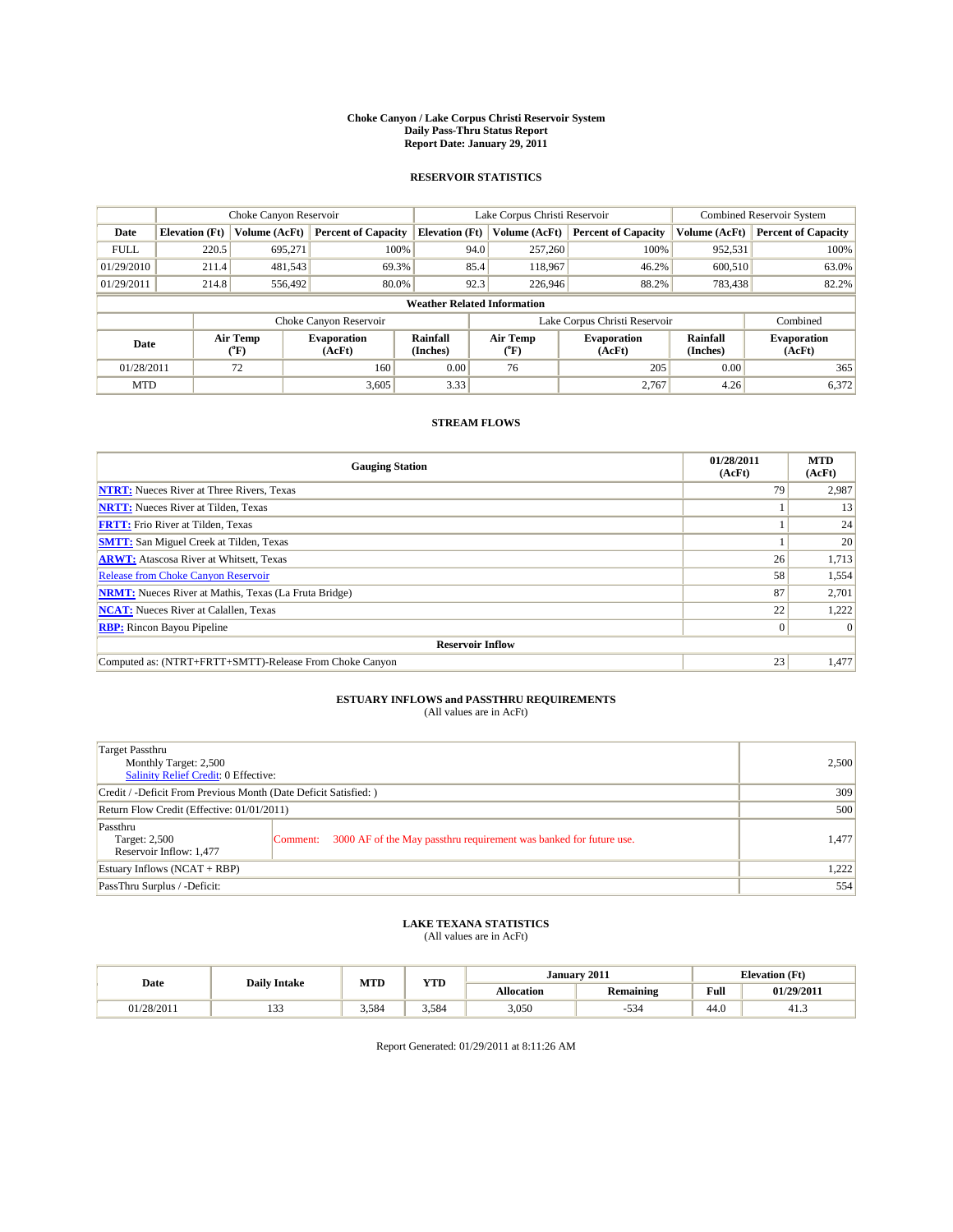# Choke Canyon / Lake Corpus Christi Reservoir System
## Daily Pass-Thru Status Report
### Report Date: January 29, 2011

## RESERVOIR STATISTICS

| | Choke Canyon Reservoir | | | Lake Corpus Christi Reservoir | | | Combined Reservoir System | |
|---|---|---|---|---|---|---|---|---|
| Date | Elevation (Ft) | Volume (AcFt) | Percent of Capacity | Elevation (Ft) | Volume (AcFt) | Percent of Capacity | Volume (AcFt) | Percent of Capacity |
| FULL | 220.5 | 695,271 | 100% | 94.0 | 257,260 | 100% | 952,531 | 100% |
| 01/29/2010 | 211.4 | 481,543 | 69.3% | 85.4 | 118,967 | 46.2% | 600,510 | 63.0% |
| 01/29/2011 | 214.8 | 556,492 | 80.0% | 92.3 | 226,946 | 88.2% | 783,438 | 82.2% |

**Weather Related Information**

| | Choke Canyon Reservoir | | | Lake Corpus Christi Reservoir | | | Combined |
|---|---|---|---|---|---|---|---|
| Date | Air Temp (°F) | Evaporation (AcFt) | Rainfall (Inches) | Air Temp (°F) | Evaporation (AcFt) | Rainfall (Inches) | Evaporation (AcFt) |
| 01/28/2011 | 72 | 160 | 0.00 | 76 | 205 | 0.00 | 365 |
| MTD | | 3,605 | 3.33 | | 2,767 | 4.26 | 6,372 |

## STREAM FLOWS

| Gauging Station | 01/28/2011 (AcFt) | MTD (AcFt) |
|---|---|---|
| NTRT: Nueces River at Three Rivers, Texas | 79 | 2,987 |
| NRTT: Nueces River at Tilden, Texas | 1 | 13 |
| FRTT: Frio River at Tilden, Texas | 1 | 24 |
| SMTT: San Miguel Creek at Tilden, Texas | 1 | 20 |
| ARWT: Atascosa River at Whitsett, Texas | 26 | 1,713 |
| Release from Choke Canyon Reservoir | 58 | 1,554 |
| NRMT: Nueces River at Mathis, Texas (La Fruta Bridge) | 87 | 2,701 |
| NCAT: Nueces River at Calallen, Texas | 22 | 1,222 |
| RBP: Rincon Bayou Pipeline | 0 | 0 |
| **Reservoir Inflow** | | |
| Computed as: (NTRT+FRTT+SMTT)-Release From Choke Canyon | 23 | 1,477 |

## ESTUARY INFLOWS and PASSTHRU REQUIREMENTS
(All values are in AcFt)

| | | |
|---|---|---|
| Target Passthru<br>Monthly Target: 2,500<br>Salinity Relief Credit: 0 Effective: | | 2,500 |
| Credit / -Deficit From Previous Month (Date Deficit Satisfied: ) | | 309 |
| Return Flow Credit (Effective: 01/01/2011) | | 500 |
| Passthru<br>Target: 2,500<br>Reservoir Inflow: 1,477 | Comment: 3000 AF of the May passthru requirement was banked for future use. | 1,477 |
| Estuary Inflows (NCAT + RBP) | | 1,222 |
| PassThru Surplus / -Deficit: | | 554 |

## LAKE TEXANA STATISTICS
(All values are in AcFt)

| Date | Daily Intake | MTD | YTD | January 2011 | | Elevation (Ft) | |
|---|---|---|---|---|---|---|---|
| | | | | Allocation | Remaining | Full | 01/29/2011 |
| 01/28/2011 | 133 | 3,584 | 3,584 | 3,050 | -534 | 44.0 | 41.3 |

Report Generated: 01/29/2011 at 8:11:26 AM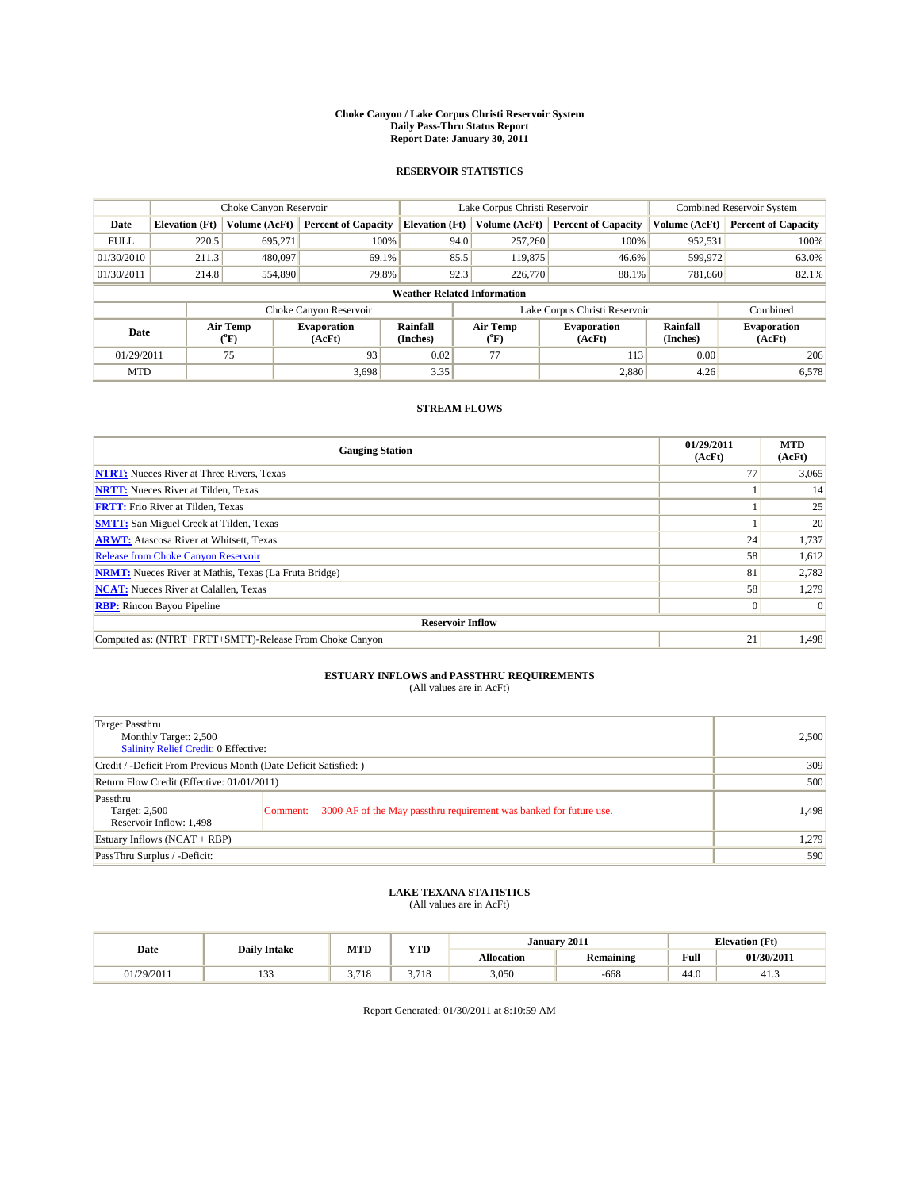# Choke Canyon / Lake Corpus Christi Reservoir System
## Daily Pass-Thru Status Report
### Report Date: January 30, 2011

## RESERVOIR STATISTICS

| | Choke Canyon Reservoir | | | Lake Corpus Christi Reservoir | | | Combined Reservoir System | |
|---|---|---|---|---|---|---|---|---|
| Date | Elevation (Ft) | Volume (AcFt) | Percent of Capacity | Elevation (Ft) | Volume (AcFt) | Percent of Capacity | Volume (AcFt) | Percent of Capacity |
| FULL | 220.5 | 695,271 | 100% | 94.0 | 257,260 | 100% | 952,531 | 100% |
| 01/30/2010 | 211.3 | 480,097 | 69.1% | 85.5 | 119,875 | 46.6% | 599,972 | 63.0% |
| 01/30/2011 | 214.8 | 554,890 | 79.8% | 92.3 | 226,770 | 88.1% | 781,660 | 82.1% |

**Weather Related Information**

| | Choke Canyon Reservoir | | | Lake Corpus Christi Reservoir | | | Combined |
|---|---|---|---|---|---|---|---|
| Date | Air Temp (°F) | Evaporation (AcFt) | Rainfall (Inches) | Air Temp (°F) | Evaporation (AcFt) | Rainfall (Inches) | Evaporation (AcFt) |
| 01/29/2011 | 75 | 93 | 0.02 | 77 | 113 | 0.00 | 206 |
| MTD | | 3,698 | 3.35 | | 2,880 | 4.26 | 6,578 |

## STREAM FLOWS

| Gauging Station | 01/29/2011 (AcFt) | MTD (AcFt) |
|---|---|---|
| **NTRT:** Nueces River at Three Rivers, Texas | 77 | 3,065 |
| **NRTT:** Nueces River at Tilden, Texas | 1 | 14 |
| **FRTT:** Frio River at Tilden, Texas | 1 | 25 |
| **SMTT:** San Miguel Creek at Tilden, Texas | 1 | 20 |
| **ARWT:** Atascosa River at Whitsett, Texas | 24 | 1,737 |
| Release from Choke Canyon Reservoir | 58 | 1,612 |
| **NRMT:** Nueces River at Mathis, Texas (La Fruta Bridge) | 81 | 2,782 |
| **NCAT:** Nueces River at Calallen, Texas | 58 | 1,279 |
| **RBP:** Rincon Bayou Pipeline | 0 | 0 |
| **Reservoir Inflow** | | |
| Computed as: (NTRT+FRTT+SMTT)-Release From Choke Canyon | 21 | 1,498 |

## ESTUARY INFLOWS and PASSTHRU REQUIREMENTS
(All values are in AcFt)

| | | |
|---|---|---|
| Target Passthru<br>Monthly Target: 2,500<br>Salinity Relief Credit: 0 Effective: | | 2,500 |
| Credit / -Deficit From Previous Month (Date Deficit Satisfied: ) | | 309 |
| Return Flow Credit (Effective: 01/01/2011) | | 500 |
| Passthru<br>Target: 2,500<br>Reservoir Inflow: 1,498 | Comment: 3000 AF of the May passthru requirement was banked for future use. | 1,498 |
| Estuary Inflows (NCAT + RBP) | | 1,279 |
| PassThru Surplus / -Deficit: | | 590 |

## LAKE TEXANA STATISTICS
(All values are in AcFt)

| Date | Daily Intake | MTD | YTD | January 2011 | | Elevation (Ft) | |
|---|---|---|---|---|---|---|---|
| | | | | Allocation | Remaining | Full | 01/30/2011 |
| 01/29/2011 | 133 | 3,718 | 3,718 | 3,050 | -668 | 44.0 | 41.3 |

Report Generated: 01/30/2011 at 8:10:59 AM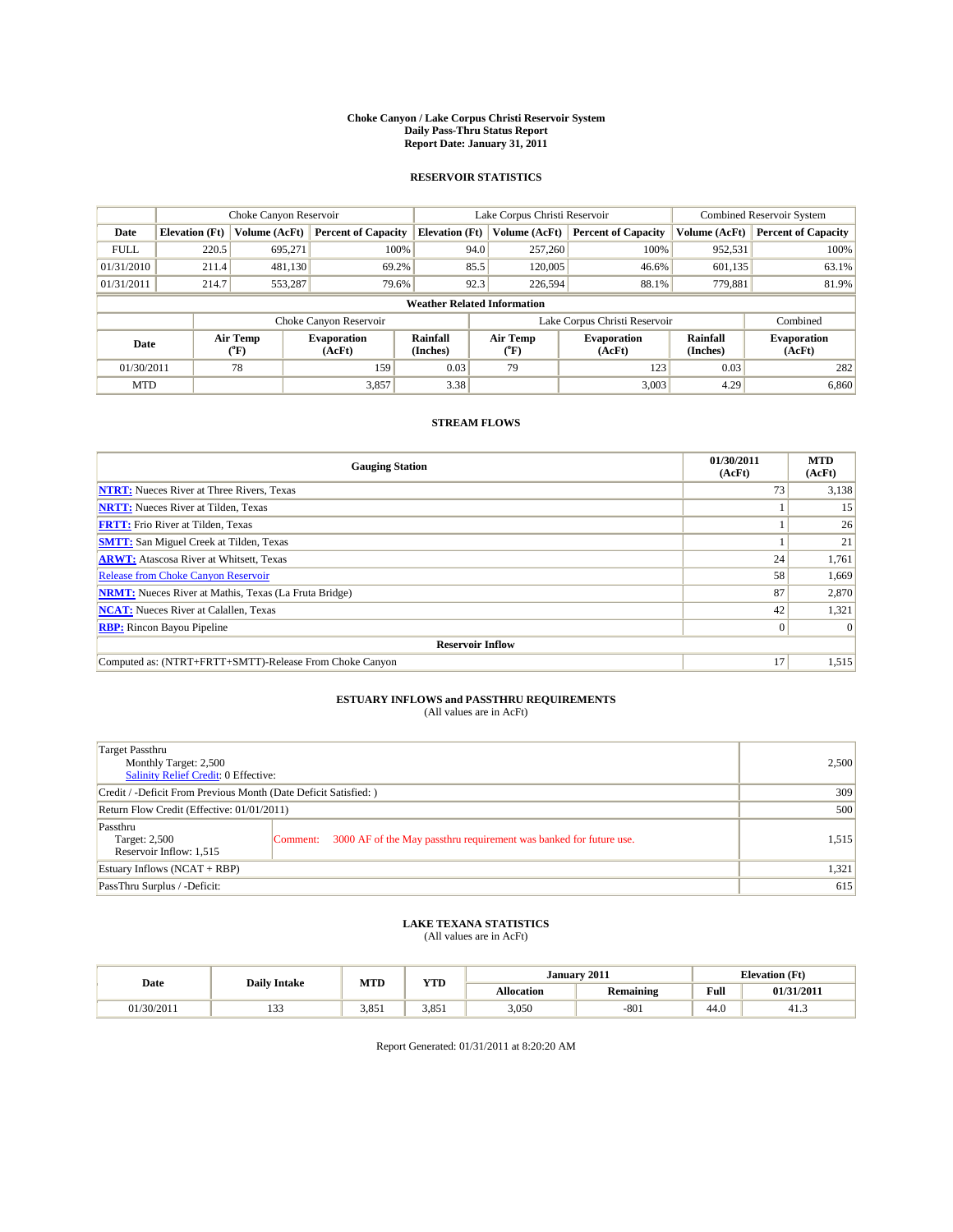# Choke Canyon / Lake Corpus Christi Reservoir System
## Daily Pass-Thru Status Report
## Report Date: January 31, 2011

### RESERVOIR STATISTICS

| | Choke Canyon Reservoir | | | Lake Corpus Christi Reservoir | | | Combined Reservoir System | |
|---|---|---|---|---|---|---|---|---|
| Date | Elevation (Ft) | Volume (AcFt) | Percent of Capacity | Elevation (Ft) | Volume (AcFt) | Percent of Capacity | Volume (AcFt) | Percent of Capacity |
| FULL | 220.5 | 695,271 | 100% | 94.0 | 257,260 | 100% | 952,531 | 100% |
| 01/31/2010 | 211.4 | 481,130 | 69.2% | 85.5 | 120,005 | 46.6% | 601,135 | 63.1% |
| 01/31/2011 | 214.7 | 553,287 | 79.6% | 92.3 | 226,594 | 88.1% | 779,881 | 81.9% |

**Weather Related Information**

| | Choke Canyon Reservoir | | | Lake Corpus Christi Reservoir | | | Combined |
|---|---|---|---|---|---|---|---|
| Date | Air Temp (°F) | Evaporation (AcFt) | Rainfall (Inches) | Air Temp (°F) | Evaporation (AcFt) | Rainfall (Inches) | Evaporation (AcFt) |
| 01/30/2011 | 78 | 159 | 0.03 | 79 | 123 | 0.03 | 282 |
| MTD | | 3,857 | 3.38 | | 3,003 | 4.29 | 6,860 |

### STREAM FLOWS

| Gauging Station | 01/30/2011 (AcFt) | MTD (AcFt) |
|---|---|---|
| NTRT: Nueces River at Three Rivers, Texas | 73 | 3,138 |
| NRTT: Nueces River at Tilden, Texas | 1 | 15 |
| FRTT: Frio River at Tilden, Texas | 1 | 26 |
| SMTT: San Miguel Creek at Tilden, Texas | 1 | 21 |
| ARWT: Atascosa River at Whitsett, Texas | 24 | 1,761 |
| Release from Choke Canyon Reservoir | 58 | 1,669 |
| NRMT: Nueces River at Mathis, Texas (La Fruta Bridge) | 87 | 2,870 |
| NCAT: Nueces River at Calallen, Texas | 42 | 1,321 |
| RBP: Rincon Bayou Pipeline | 0 | 0 |
| **Reservoir Inflow** | | |
| Computed as: (NTRT+FRTT+SMTT)-Release From Choke Canyon | 17 | 1,515 |

### ESTUARY INFLOWS and PASSTHRU REQUIREMENTS
(All values are in AcFt)

| | | |
|---|---|---|
| Target Passthru<br>Monthly Target: 2,500<br>Salinity Relief Credit: 0 Effective: | | 2,500 |
| Credit / -Deficit From Previous Month (Date Deficit Satisfied: ) | | 309 |
| Return Flow Credit (Effective: 01/01/2011) | | 500 |
| Passthru<br>Target: 2,500<br>Reservoir Inflow: 1,515 | Comment: 3000 AF of the May passthru requirement was banked for future use. | 1,515 |
| Estuary Inflows (NCAT + RBP) | | 1,321 |
| PassThru Surplus / -Deficit: | | 615 |

### LAKE TEXANA STATISTICS
(All values are in AcFt)

| Date | Daily Intake | MTD | YTD | January 2011 | | Elevation (Ft) | |
|---|---|---|---|---|---|---|---|
| | | | | Allocation | Remaining | Full | 01/31/2011 |
| 01/30/2011 | 133 | 3,851 | 3,851 | 3,050 | -801 | 44.0 | 41.3 |

Report Generated: 01/31/2011 at 8:20:20 AM